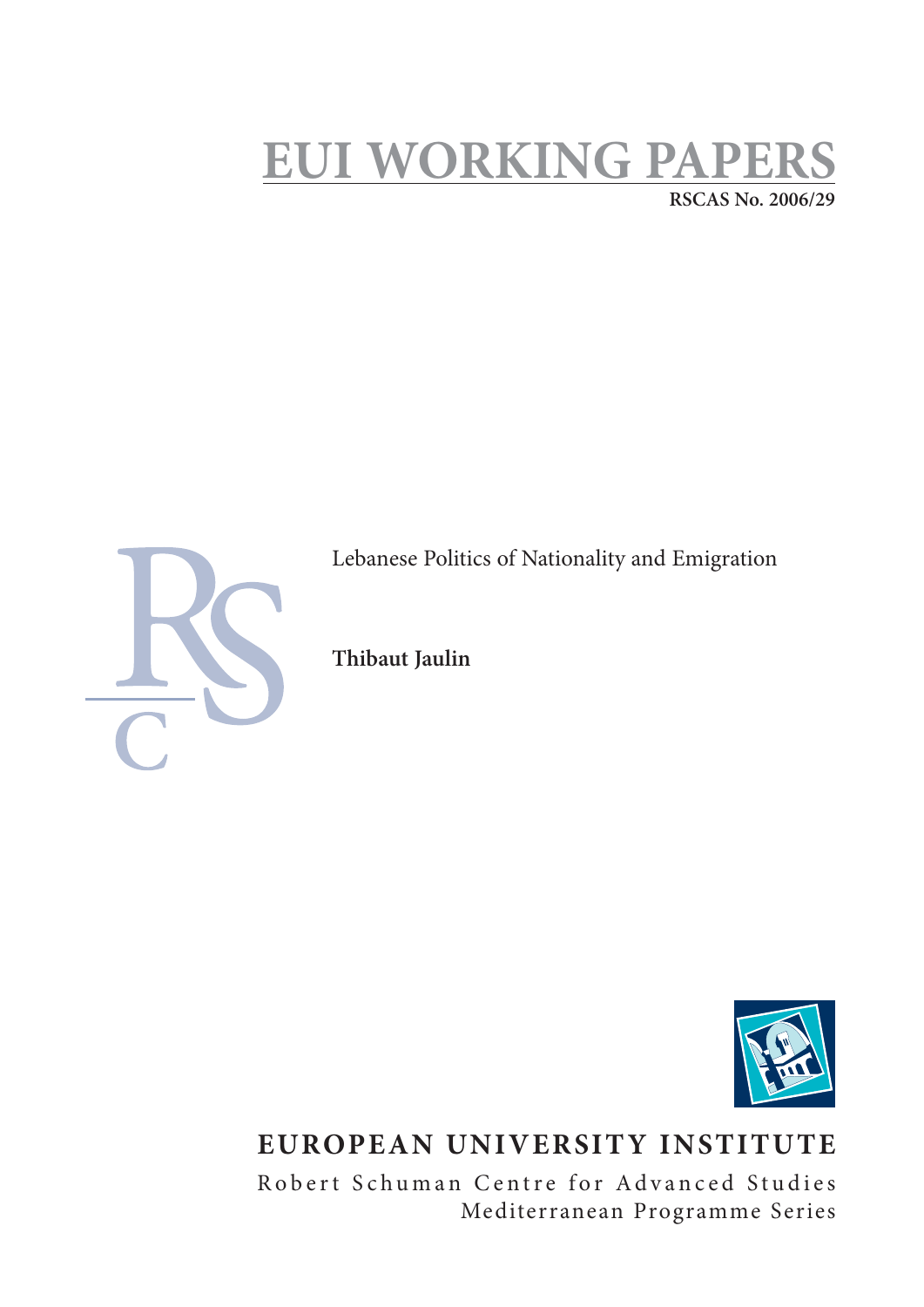# EUI WORKING PAPERS

**RSCAS No. 2006/29**

Lebanese Politics of Nationality and Emigration

**Thibaut Jaulin**

**EUROPEAN UNIVERSITY INSTITUTE**

Robert Schuman Centre for Advanced Studies
Mediterranean Programme Series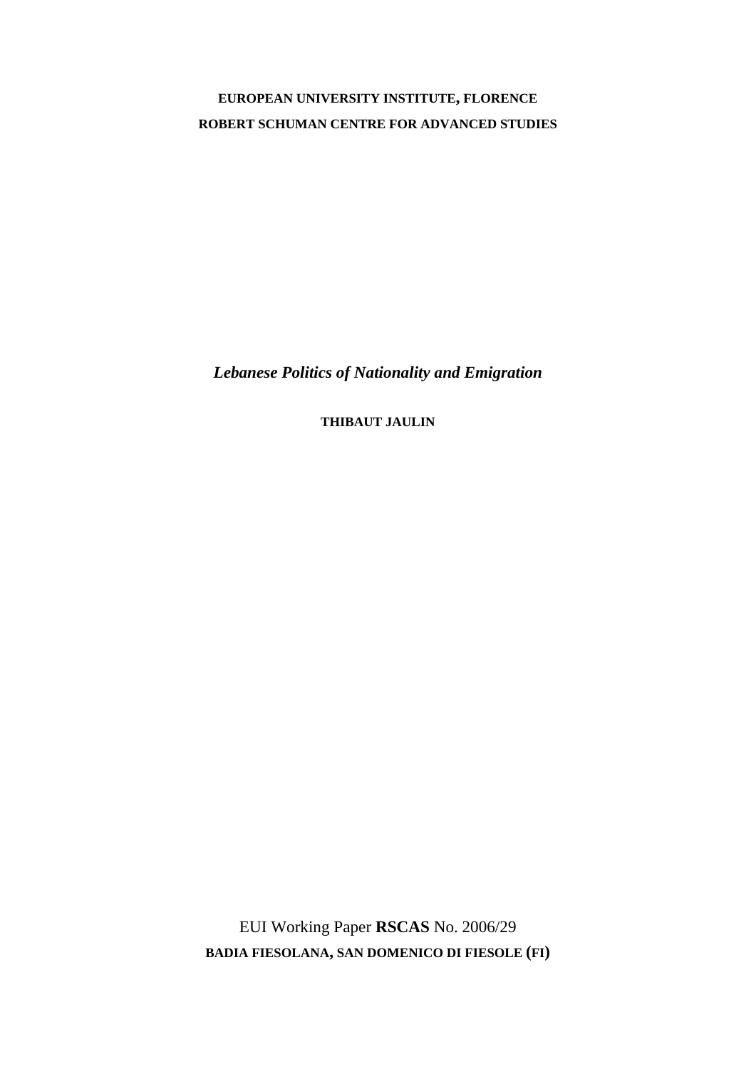**EUROPEAN UNIVERSITY INSTITUTE, FLORENCE**

**ROBERT SCHUMAN CENTRE FOR ADVANCED STUDIES**

***Lebanese Politics of Nationality and Emigration***

**THIBAUT JAULIN**

EUI Working Paper **RSCAS** No. 2006/29

**BADIA FIESOLANA, SAN DOMENICO DI FIESOLE (FI)**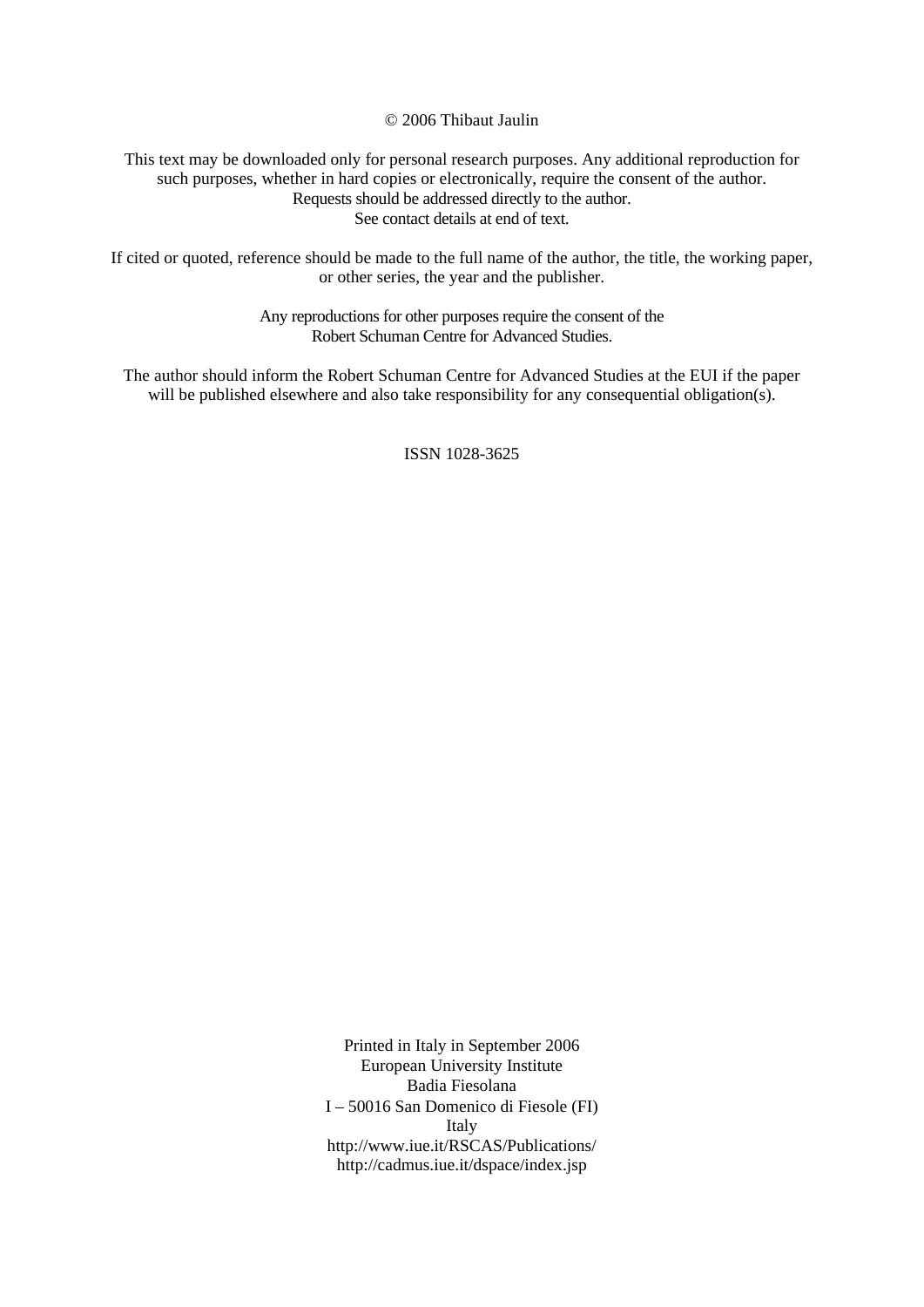© 2006 Thibaut Jaulin

This text may be downloaded only for personal research purposes. Any additional reproduction for such purposes, whether in hard copies or electronically, require the consent of the author.
Requests should be addressed directly to the author.
See contact details at end of text.

If cited or quoted, reference should be made to the full name of the author, the title, the working paper, or other series, the year and the publisher.

Any reproductions for other purposes require the consent of the Robert Schuman Centre for Advanced Studies.

The author should inform the Robert Schuman Centre for Advanced Studies at the EUI if the paper will be published elsewhere and also take responsibility for any consequential obligation(s).

ISSN 1028-3625

Printed in Italy in September 2006
European University Institute
Badia Fiesolana
I – 50016 San Domenico di Fiesole (FI)
Italy
http://www.iue.it/RSCAS/Publications/
http://cadmus.iue.it/dspace/index.jsp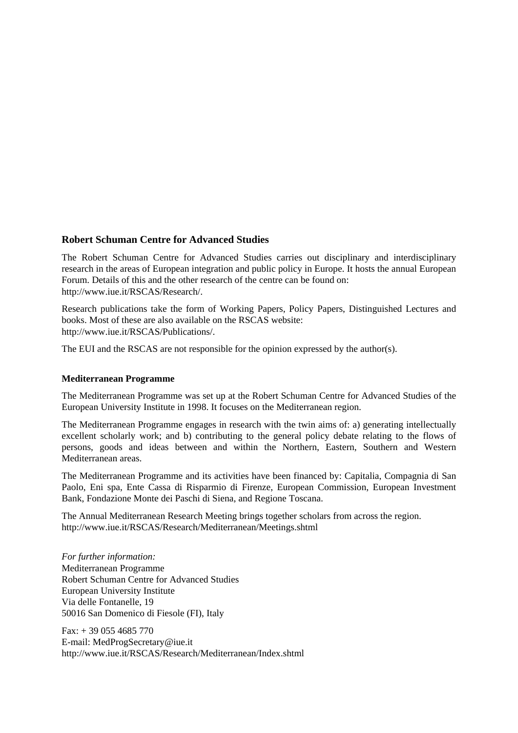## Robert Schuman Centre for Advanced Studies

The Robert Schuman Centre for Advanced Studies carries out disciplinary and interdisciplinary research in the areas of European integration and public policy in Europe. It hosts the annual European Forum. Details of this and the other research of the centre can be found on:
http://www.iue.it/RSCAS/Research/.

Research publications take the form of Working Papers, Policy Papers, Distinguished Lectures and books. Most of these are also available on the RSCAS website:
http://www.iue.it/RSCAS/Publications/.

The EUI and the RSCAS are not responsible for the opinion expressed by the author(s).

### Mediterranean Programme

The Mediterranean Programme was set up at the Robert Schuman Centre for Advanced Studies of the European University Institute in 1998. It focuses on the Mediterranean region.

The Mediterranean Programme engages in research with the twin aims of: a) generating intellectually excellent scholarly work; and b) contributing to the general policy debate relating to the flows of persons, goods and ideas between and within the Northern, Eastern, Southern and Western Mediterranean areas.

The Mediterranean Programme and its activities have been financed by: Capitalia, Compagnia di San Paolo, Eni spa, Ente Cassa di Risparmio di Firenze, European Commission, European Investment Bank, Fondazione Monte dei Paschi di Siena, and Regione Toscana.

The Annual Mediterranean Research Meeting brings together scholars from across the region.
http://www.iue.it/RSCAS/Research/Mediterranean/Meetings.shtml

*For further information:*
Mediterranean Programme
Robert Schuman Centre for Advanced Studies
European University Institute
Via delle Fontanelle, 19
50016 San Domenico di Fiesole (FI), Italy

Fax: + 39 055 4685 770
E-mail: MedProgSecretary@iue.it
http://www.iue.it/RSCAS/Research/Mediterranean/Index.shtml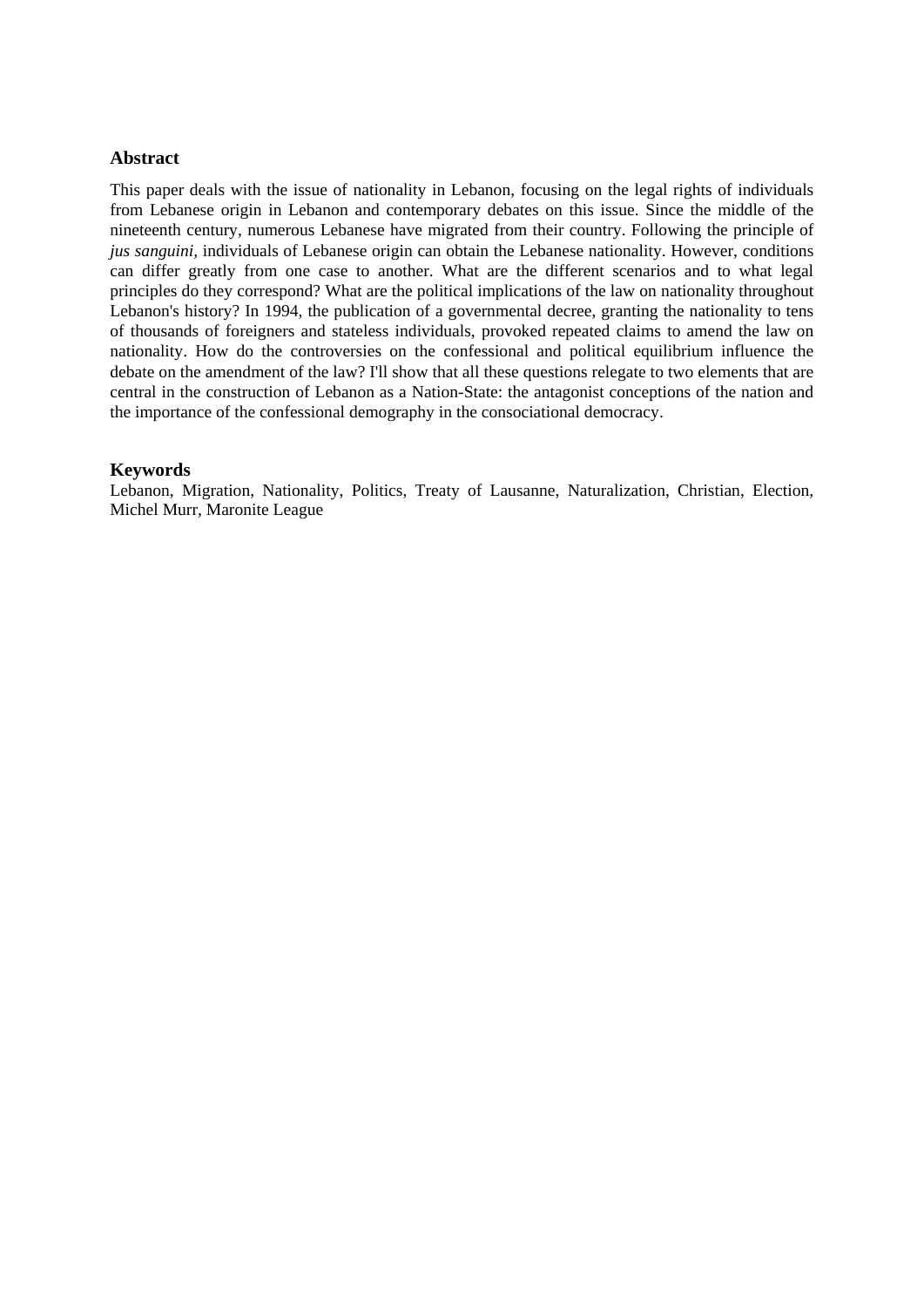## Abstract

This paper deals with the issue of nationality in Lebanon, focusing on the legal rights of individuals from Lebanese origin in Lebanon and contemporary debates on this issue. Since the middle of the nineteenth century, numerous Lebanese have migrated from their country. Following the principle of *jus sanguini*, individuals of Lebanese origin can obtain the Lebanese nationality. However, conditions can differ greatly from one case to another. What are the different scenarios and to what legal principles do they correspond? What are the political implications of the law on nationality throughout Lebanon's history? In 1994, the publication of a governmental decree, granting the nationality to tens of thousands of foreigners and stateless individuals, provoked repeated claims to amend the law on nationality. How do the controversies on the confessional and political equilibrium influence the debate on the amendment of the law? I'll show that all these questions relegate to two elements that are central in the construction of Lebanon as a Nation-State: the antagonist conceptions of the nation and the importance of the confessional demography in the consociational democracy.

## Keywords

Lebanon, Migration, Nationality, Politics, Treaty of Lausanne, Naturalization, Christian, Election, Michel Murr, Maronite League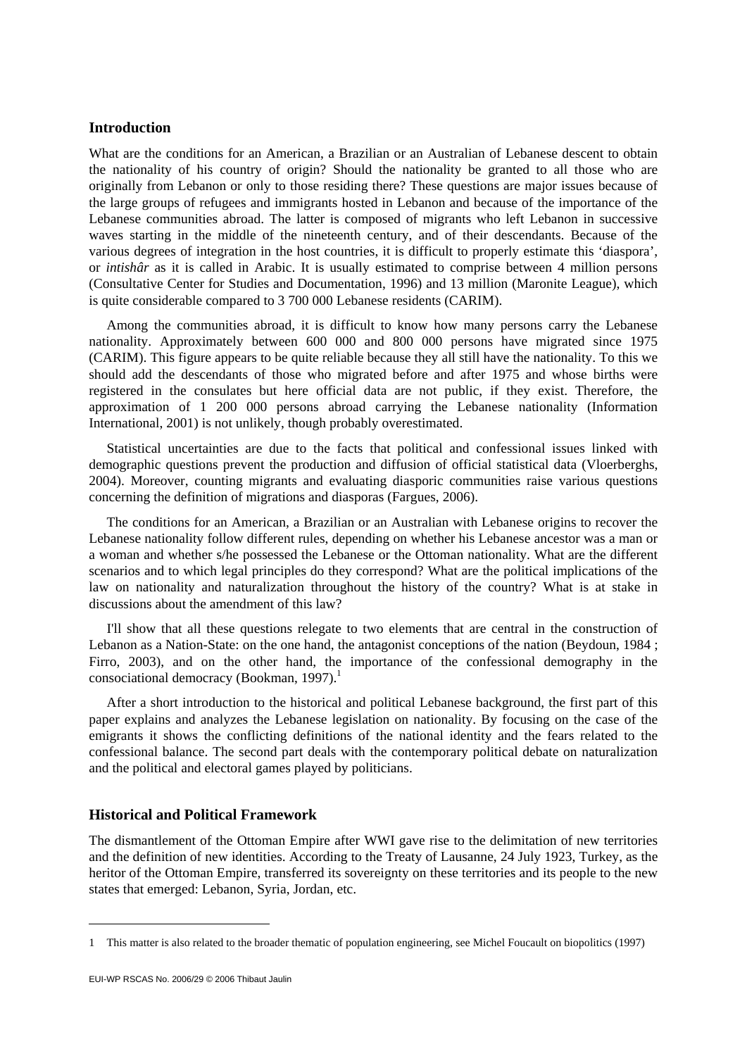## Introduction

What are the conditions for an American, a Brazilian or an Australian of Lebanese descent to obtain the nationality of his country of origin? Should the nationality be granted to all those who are originally from Lebanon or only to those residing there? These questions are major issues because of the large groups of refugees and immigrants hosted in Lebanon and because of the importance of the Lebanese communities abroad. The latter is composed of migrants who left Lebanon in successive waves starting in the middle of the nineteenth century, and of their descendants. Because of the various degrees of integration in the host countries, it is difficult to properly estimate this 'diaspora', or *intishâr* as it is called in Arabic. It is usually estimated to comprise between 4 million persons (Consultative Center for Studies and Documentation, 1996) and 13 million (Maronite League), which is quite considerable compared to 3 700 000 Lebanese residents (CARIM).

Among the communities abroad, it is difficult to know how many persons carry the Lebanese nationality. Approximately between 600 000 and 800 000 persons have migrated since 1975 (CARIM). This figure appears to be quite reliable because they all still have the nationality. To this we should add the descendants of those who migrated before and after 1975 and whose births were registered in the consulates but here official data are not public, if they exist. Therefore, the approximation of 1 200 000 persons abroad carrying the Lebanese nationality (Information International, 2001) is not unlikely, though probably overestimated.

Statistical uncertainties are due to the facts that political and confessional issues linked with demographic questions prevent the production and diffusion of official statistical data (Vloerberghs, 2004). Moreover, counting migrants and evaluating diasporic communities raise various questions concerning the definition of migrations and diasporas (Fargues, 2006).

The conditions for an American, a Brazilian or an Australian with Lebanese origins to recover the Lebanese nationality follow different rules, depending on whether his Lebanese ancestor was a man or a woman and whether s/he possessed the Lebanese or the Ottoman nationality. What are the different scenarios and to which legal principles do they correspond? What are the political implications of the law on nationality and naturalization throughout the history of the country? What is at stake in discussions about the amendment of this law?

I'll show that all these questions relegate to two elements that are central in the construction of Lebanon as a Nation-State: on the one hand, the antagonist conceptions of the nation (Beydoun, 1984 ; Firro, 2003), and on the other hand, the importance of the confessional demography in the consociational democracy (Bookman, 1997).[1]

After a short introduction to the historical and political Lebanese background, the first part of this paper explains and analyzes the Lebanese legislation on nationality. By focusing on the case of the emigrants it shows the conflicting definitions of the national identity and the fears related to the confessional balance. The second part deals with the contemporary political debate on naturalization and the political and electoral games played by politicians.

## Historical and Political Framework

The dismantlement of the Ottoman Empire after WWI gave rise to the delimitation of new territories and the definition of new identities. According to the Treaty of Lausanne, 24 July 1923, Turkey, as the heritor of the Ottoman Empire, transferred its sovereignty on these territories and its people to the new states that emerged: Lebanon, Syria, Jordan, etc.

---

1 This matter is also related to the broader thematic of population engineering, see Michel Foucault on biopolitics (1997)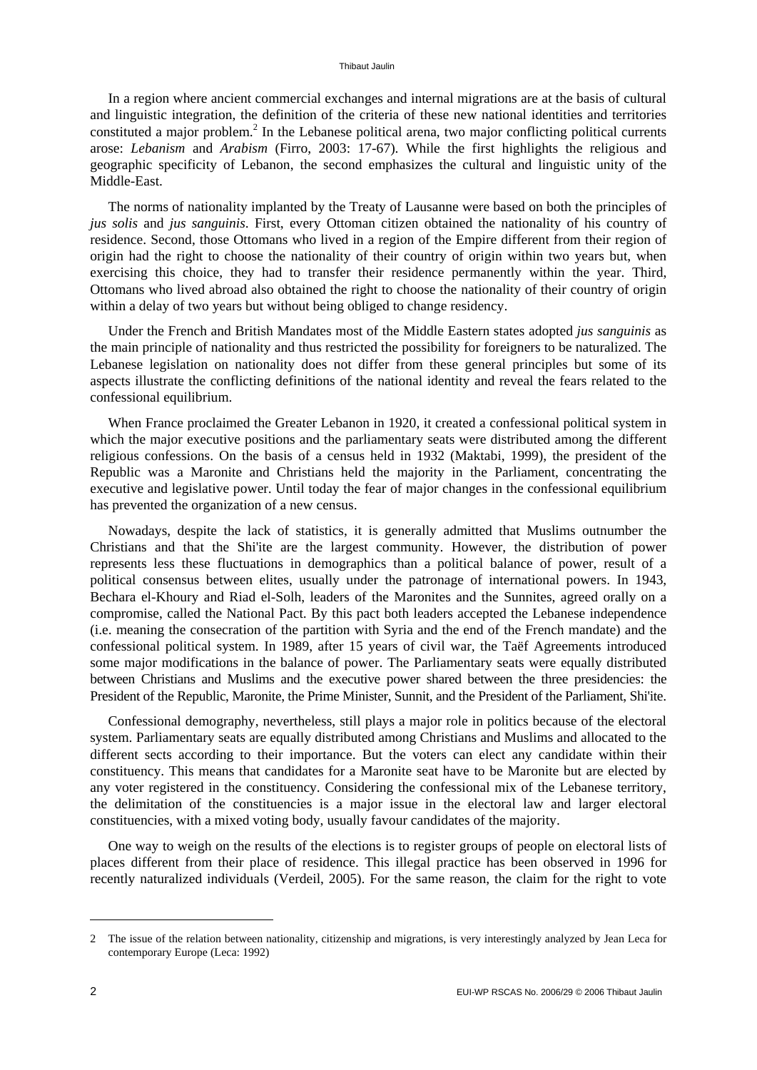In a region where ancient commercial exchanges and internal migrations are at the basis of cultural and linguistic integration, the definition of the criteria of these new national identities and territories constituted a major problem.[2] In the Lebanese political arena, two major conflicting political currents arose: *Lebanism* and *Arabism* (Firro, 2003: 17-67). While the first highlights the religious and geographic specificity of Lebanon, the second emphasizes the cultural and linguistic unity of the Middle-East.

The norms of nationality implanted by the Treaty of Lausanne were based on both the principles of *jus solis* and *jus sanguinis*. First, every Ottoman citizen obtained the nationality of his country of residence. Second, those Ottomans who lived in a region of the Empire different from their region of origin had the right to choose the nationality of their country of origin within two years but, when exercising this choice, they had to transfer their residence permanently within the year. Third, Ottomans who lived abroad also obtained the right to choose the nationality of their country of origin within a delay of two years but without being obliged to change residency.

Under the French and British Mandates most of the Middle Eastern states adopted *jus sanguinis* as the main principle of nationality and thus restricted the possibility for foreigners to be naturalized. The Lebanese legislation on nationality does not differ from these general principles but some of its aspects illustrate the conflicting definitions of the national identity and reveal the fears related to the confessional equilibrium.

When France proclaimed the Greater Lebanon in 1920, it created a confessional political system in which the major executive positions and the parliamentary seats were distributed among the different religious confessions. On the basis of a census held in 1932 (Maktabi, 1999), the president of the Republic was a Maronite and Christians held the majority in the Parliament, concentrating the executive and legislative power. Until today the fear of major changes in the confessional equilibrium has prevented the organization of a new census.

Nowadays, despite the lack of statistics, it is generally admitted that Muslims outnumber the Christians and that the Shi'ite are the largest community. However, the distribution of power represents less these fluctuations in demographics than a political balance of power, result of a political consensus between elites, usually under the patronage of international powers. In 1943, Bechara el-Khoury and Riad el-Solh, leaders of the Maronites and the Sunnites, agreed orally on a compromise, called the National Pact. By this pact both leaders accepted the Lebanese independence (i.e. meaning the consecration of the partition with Syria and the end of the French mandate) and the confessional political system. In 1989, after 15 years of civil war, the Taëf Agreements introduced some major modifications in the balance of power. The Parliamentary seats were equally distributed between Christians and Muslims and the executive power shared between the three presidencies: the President of the Republic, Maronite, the Prime Minister, Sunnit, and the President of the Parliament, Shi'ite.

Confessional demography, nevertheless, still plays a major role in politics because of the electoral system. Parliamentary seats are equally distributed among Christians and Muslims and allocated to the different sects according to their importance. But the voters can elect any candidate within their constituency. This means that candidates for a Maronite seat have to be Maronite but are elected by any voter registered in the constituency. Considering the confessional mix of the Lebanese territory, the delimitation of the constituencies is a major issue in the electoral law and larger electoral constituencies, with a mixed voting body, usually favour candidates of the majority.

One way to weigh on the results of the elections is to register groups of people on electoral lists of places different from their place of residence. This illegal practice has been observed in 1996 for recently naturalized individuals (Verdeil, 2005). For the same reason, the claim for the right to vote

---

[2] The issue of the relation between nationality, citizenship and migrations, is very interestingly analyzed by Jean Leca for contemporary Europe (Leca: 1992)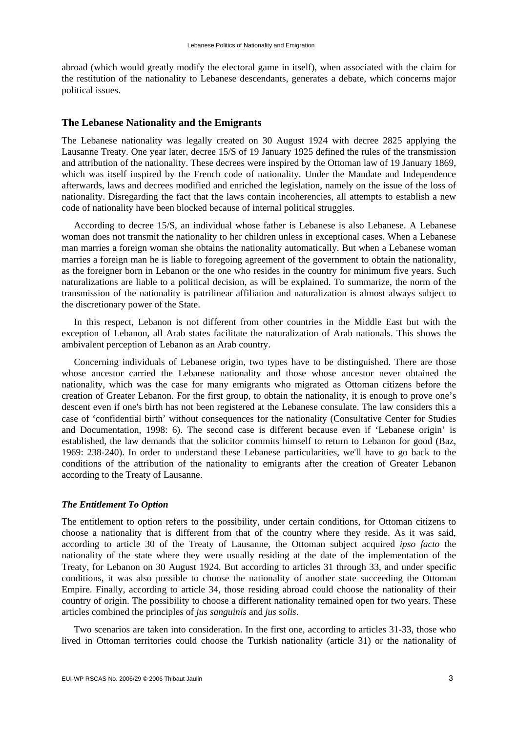abroad (which would greatly modify the electoral game in itself), when associated with the claim for the restitution of the nationality to Lebanese descendants, generates a debate, which concerns major political issues.

## The Lebanese Nationality and the Emigrants

The Lebanese nationality was legally created on 30 August 1924 with decree 2825 applying the Lausanne Treaty. One year later, decree 15/S of 19 January 1925 defined the rules of the transmission and attribution of the nationality. These decrees were inspired by the Ottoman law of 19 January 1869, which was itself inspired by the French code of nationality. Under the Mandate and Independence afterwards, laws and decrees modified and enriched the legislation, namely on the issue of the loss of nationality. Disregarding the fact that the laws contain incoherencies, all attempts to establish a new code of nationality have been blocked because of internal political struggles.

According to decree 15/S, an individual whose father is Lebanese is also Lebanese. A Lebanese woman does not transmit the nationality to her children unless in exceptional cases. When a Lebanese man marries a foreign woman she obtains the nationality automatically. But when a Lebanese woman marries a foreign man he is liable to foregoing agreement of the government to obtain the nationality, as the foreigner born in Lebanon or the one who resides in the country for minimum five years. Such naturalizations are liable to a political decision, as will be explained. To summarize, the norm of the transmission of the nationality is patrilinear affiliation and naturalization is almost always subject to the discretionary power of the State.

In this respect, Lebanon is not different from other countries in the Middle East but with the exception of Lebanon, all Arab states facilitate the naturalization of Arab nationals. This shows the ambivalent perception of Lebanon as an Arab country.

Concerning individuals of Lebanese origin, two types have to be distinguished. There are those whose ancestor carried the Lebanese nationality and those whose ancestor never obtained the nationality, which was the case for many emigrants who migrated as Ottoman citizens before the creation of Greater Lebanon. For the first group, to obtain the nationality, it is enough to prove one's descent even if one's birth has not been registered at the Lebanese consulate. The law considers this a case of 'confidential birth' without consequences for the nationality (Consultative Center for Studies and Documentation, 1998: 6). The second case is different because even if 'Lebanese origin' is established, the law demands that the solicitor commits himself to return to Lebanon for good (Baz, 1969: 238-240). In order to understand these Lebanese particularities, we'll have to go back to the conditions of the attribution of the nationality to emigrants after the creation of Greater Lebanon according to the Treaty of Lausanne.

### *The Entitlement To Option*

The entitlement to option refers to the possibility, under certain conditions, for Ottoman citizens to choose a nationality that is different from that of the country where they reside. As it was said, according to article 30 of the Treaty of Lausanne, the Ottoman subject acquired *ipso facto* the nationality of the state where they were usually residing at the date of the implementation of the Treaty, for Lebanon on 30 August 1924. But according to articles 31 through 33, and under specific conditions, it was also possible to choose the nationality of another state succeeding the Ottoman Empire. Finally, according to article 34, those residing abroad could choose the nationality of their country of origin. The possibility to choose a different nationality remained open for two years. These articles combined the principles of *jus sanguinis* and *jus solis*.

Two scenarios are taken into consideration. In the first one, according to articles 31-33, those who lived in Ottoman territories could choose the Turkish nationality (article 31) or the nationality of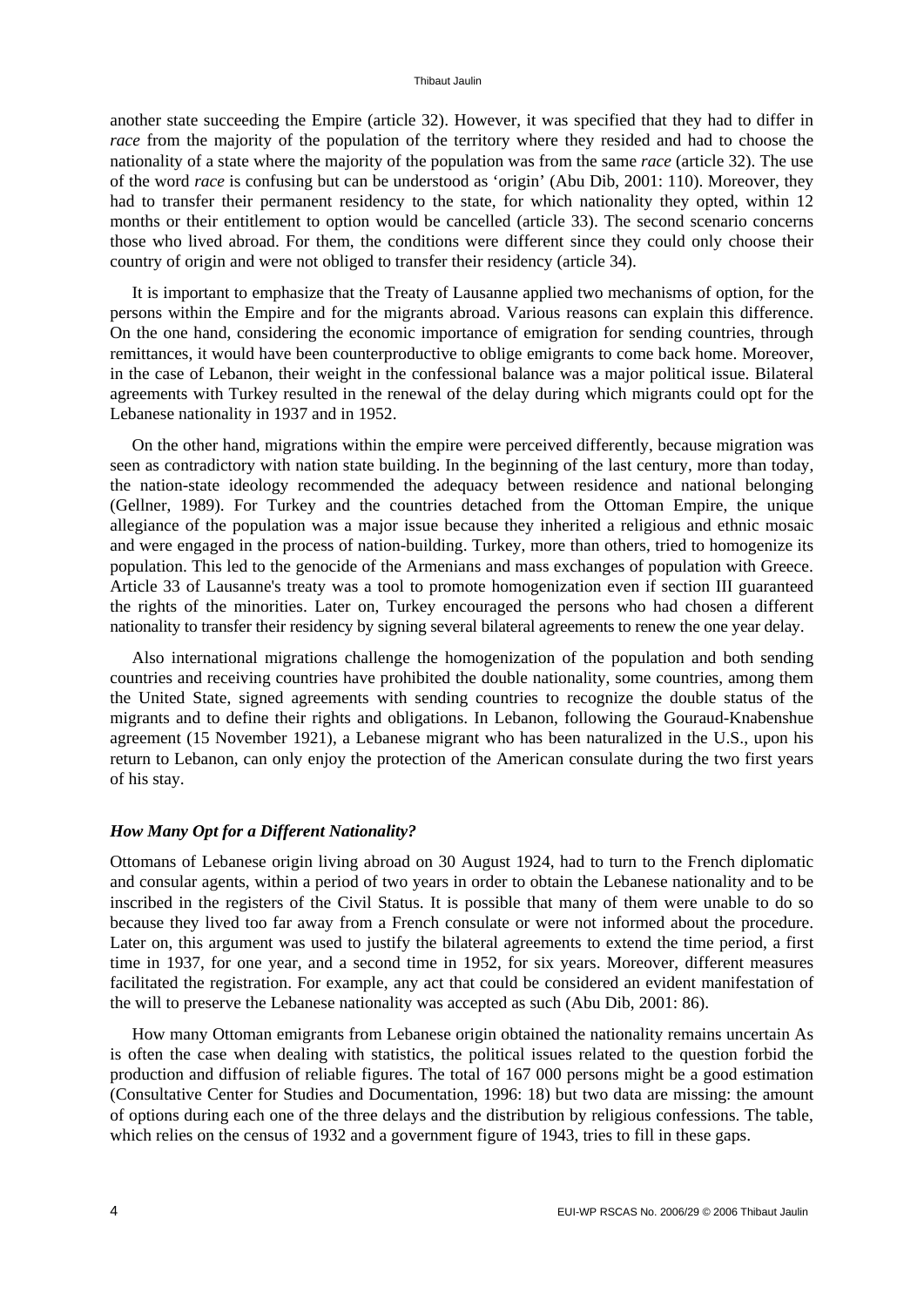another state succeeding the Empire (article 32). However, it was specified that they had to differ in *race* from the majority of the population of the territory where they resided and had to choose the nationality of a state where the majority of the population was from the same *race* (article 32). The use of the word *race* is confusing but can be understood as 'origin' (Abu Dib, 2001: 110). Moreover, they had to transfer their permanent residency to the state, for which nationality they opted, within 12 months or their entitlement to option would be cancelled (article 33). The second scenario concerns those who lived abroad. For them, the conditions were different since they could only choose their country of origin and were not obliged to transfer their residency (article 34).

It is important to emphasize that the Treaty of Lausanne applied two mechanisms of option, for the persons within the Empire and for the migrants abroad. Various reasons can explain this difference. On the one hand, considering the economic importance of emigration for sending countries, through remittances, it would have been counterproductive to oblige emigrants to come back home. Moreover, in the case of Lebanon, their weight in the confessional balance was a major political issue. Bilateral agreements with Turkey resulted in the renewal of the delay during which migrants could opt for the Lebanese nationality in 1937 and in 1952.

On the other hand, migrations within the empire were perceived differently, because migration was seen as contradictory with nation state building. In the beginning of the last century, more than today, the nation-state ideology recommended the adequacy between residence and national belonging (Gellner, 1989). For Turkey and the countries detached from the Ottoman Empire, the unique allegiance of the population was a major issue because they inherited a religious and ethnic mosaic and were engaged in the process of nation-building. Turkey, more than others, tried to homogenize its population. This led to the genocide of the Armenians and mass exchanges of population with Greece. Article 33 of Lausanne's treaty was a tool to promote homogenization even if section III guaranteed the rights of the minorities. Later on, Turkey encouraged the persons who had chosen a different nationality to transfer their residency by signing several bilateral agreements to renew the one year delay.

Also international migrations challenge the homogenization of the population and both sending countries and receiving countries have prohibited the double nationality, some countries, among them the United State, signed agreements with sending countries to recognize the double status of the migrants and to define their rights and obligations. In Lebanon, following the Gouraud-Knabenshue agreement (15 November 1921), a Lebanese migrant who has been naturalized in the U.S., upon his return to Lebanon, can only enjoy the protection of the American consulate during the two first years of his stay.

### *How Many Opt for a Different Nationality?*

Ottomans of Lebanese origin living abroad on 30 August 1924, had to turn to the French diplomatic and consular agents, within a period of two years in order to obtain the Lebanese nationality and to be inscribed in the registers of the Civil Status. It is possible that many of them were unable to do so because they lived too far away from a French consulate or were not informed about the procedure. Later on, this argument was used to justify the bilateral agreements to extend the time period, a first time in 1937, for one year, and a second time in 1952, for six years. Moreover, different measures facilitated the registration. For example, any act that could be considered an evident manifestation of the will to preserve the Lebanese nationality was accepted as such (Abu Dib, 2001: 86).

How many Ottoman emigrants from Lebanese origin obtained the nationality remains uncertain As is often the case when dealing with statistics, the political issues related to the question forbid the production and diffusion of reliable figures. The total of 167 000 persons might be a good estimation (Consultative Center for Studies and Documentation, 1996: 18) but two data are missing: the amount of options during each one of the three delays and the distribution by religious confessions. The table, which relies on the census of 1932 and a government figure of 1943, tries to fill in these gaps.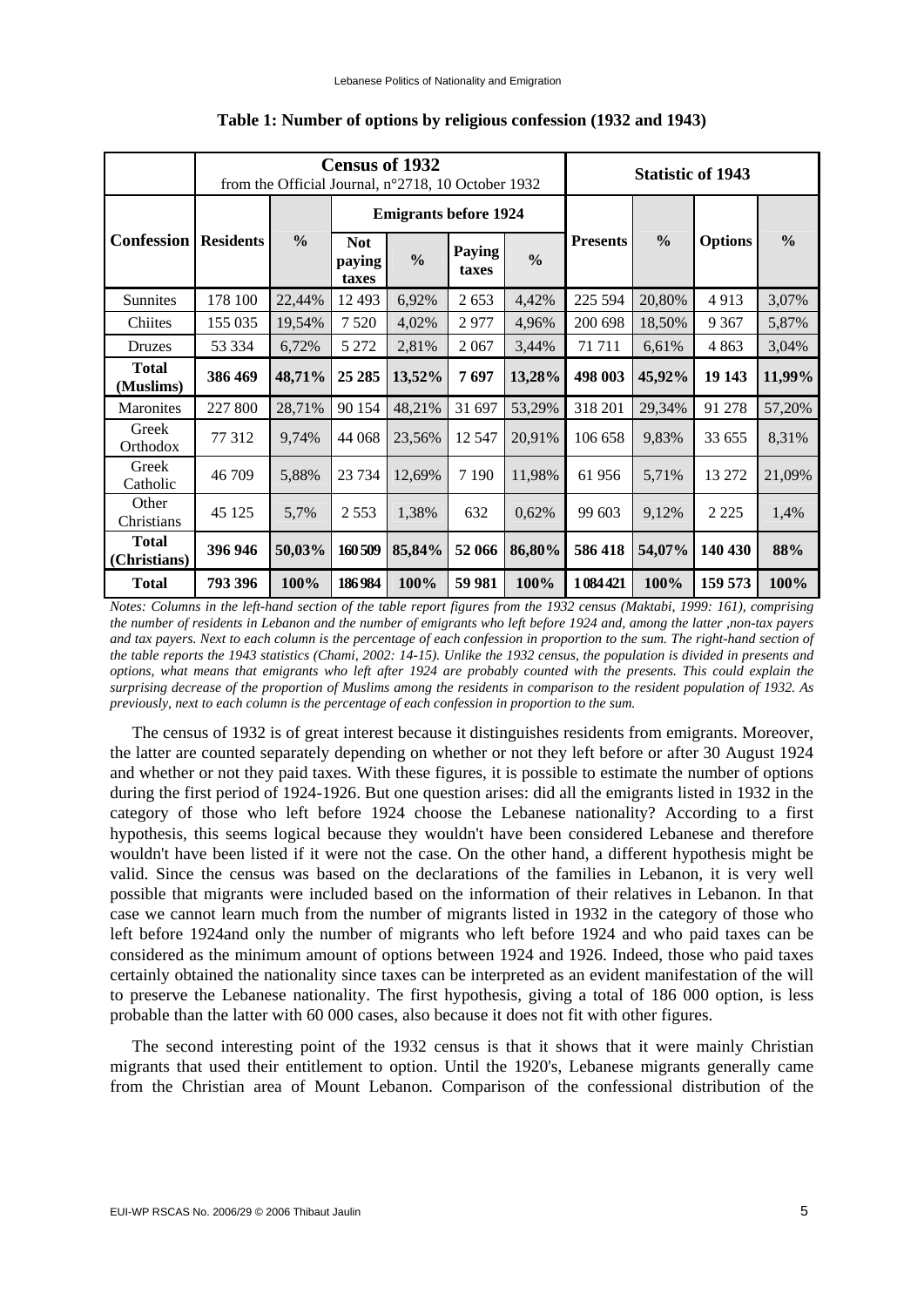**Table 1: Number of options by religious confession (1932 and 1943)**

| | Census of 1932 from the Official Journal, n°2718, 10 October 1932 | | | | | | Statistic of 1943 | | | |
|---|---|---|---|---|---|---|---|---|---|---|
| Confession | Residents | % | Emigrants before 1924 | | | | Presents | % | Options | % |
| | | | Not paying taxes | % | Paying taxes | % | | | | |
| Sunnites | 178 100 | 22,44% | 12 493 | 6,92% | 2 653 | 4,42% | 225 594 | 20,80% | 4 913 | 3,07% |
| Chiites | 155 035 | 19,54% | 7 520 | 4,02% | 2 977 | 4,96% | 200 698 | 18,50% | 9 367 | 5,87% |
| Druzes | 53 334 | 6,72% | 5 272 | 2,81% | 2 067 | 3,44% | 71 711 | 6,61% | 4 863 | 3,04% |
| **Total (Muslims)** | **386 469** | **48,71%** | **25 285** | **13,52%** | **7 697** | **13,28%** | **498 003** | **45,92%** | **19 143** | **11,99%** |
| Maronites | 227 800 | 28,71% | 90 154 | 48,21% | 31 697 | 53,29% | 318 201 | 29,34% | 91 278 | 57,20% |
| Greek Orthodox | 77 312 | 9,74% | 44 068 | 23,56% | 12 547 | 20,91% | 106 658 | 9,83% | 33 655 | 8,31% |
| Greek Catholic | 46 709 | 5,88% | 23 734 | 12,69% | 7 190 | 11,98% | 61 956 | 5,71% | 13 272 | 21,09% |
| Other Christians | 45 125 | 5,7% | 2 553 | 1,38% | 632 | 0,62% | 99 603 | 9,12% | 2 225 | 1,4% |
| **Total (Christians)** | **396 946** | **50,03%** | **160 509** | **85,84%** | **52 066** | **86,80%** | **586 418** | **54,07%** | **140 430** | **88%** |
| **Total** | **793 396** | **100%** | **186 984** | **100%** | **59 981** | **100%** | **1 084 421** | **100%** | **159 573** | **100%** |

*Notes: Columns in the left-hand section of the table report figures from the 1932 census (Maktabi, 1999: 161), comprising the number of residents in Lebanon and the number of emigrants who left before 1924 and, among the latter ,non-tax payers and tax payers. Next to each column is the percentage of each confession in proportion to the sum. The right-hand section of the table reports the 1943 statistics (Chami, 2002: 14-15). Unlike the 1932 census, the population is divided in presents and options, what means that emigrants who left after 1924 are probably counted with the presents. This could explain the surprising decrease of the proportion of Muslims among the residents in comparison to the resident population of 1932. As previously, next to each column is the percentage of each confession in proportion to the sum.*

The census of 1932 is of great interest because it distinguishes residents from emigrants. Moreover, the latter are counted separately depending on whether or not they left before or after 30 August 1924 and whether or not they paid taxes. With these figures, it is possible to estimate the number of options during the first period of 1924-1926. But one question arises: did all the emigrants listed in 1932 in the category of those who left before 1924 choose the Lebanese nationality? According to a first hypothesis, this seems logical because they wouldn't have been considered Lebanese and therefore wouldn't have been listed if it were not the case. On the other hand, a different hypothesis might be valid. Since the census was based on the declarations of the families in Lebanon, it is very well possible that migrants were included based on the information of their relatives in Lebanon. In that case we cannot learn much from the number of migrants listed in 1932 in the category of those who left before 1924and only the number of migrants who left before 1924 and who paid taxes can be considered as the minimum amount of options between 1924 and 1926. Indeed, those who paid taxes certainly obtained the nationality since taxes can be interpreted as an evident manifestation of the will to preserve the Lebanese nationality. The first hypothesis, giving a total of 186 000 option, is less probable than the latter with 60 000 cases, also because it does not fit with other figures.

The second interesting point of the 1932 census is that it shows that it were mainly Christian migrants that used their entitlement to option. Until the 1920's, Lebanese migrants generally came from the Christian area of Mount Lebanon. Comparison of the confessional distribution of the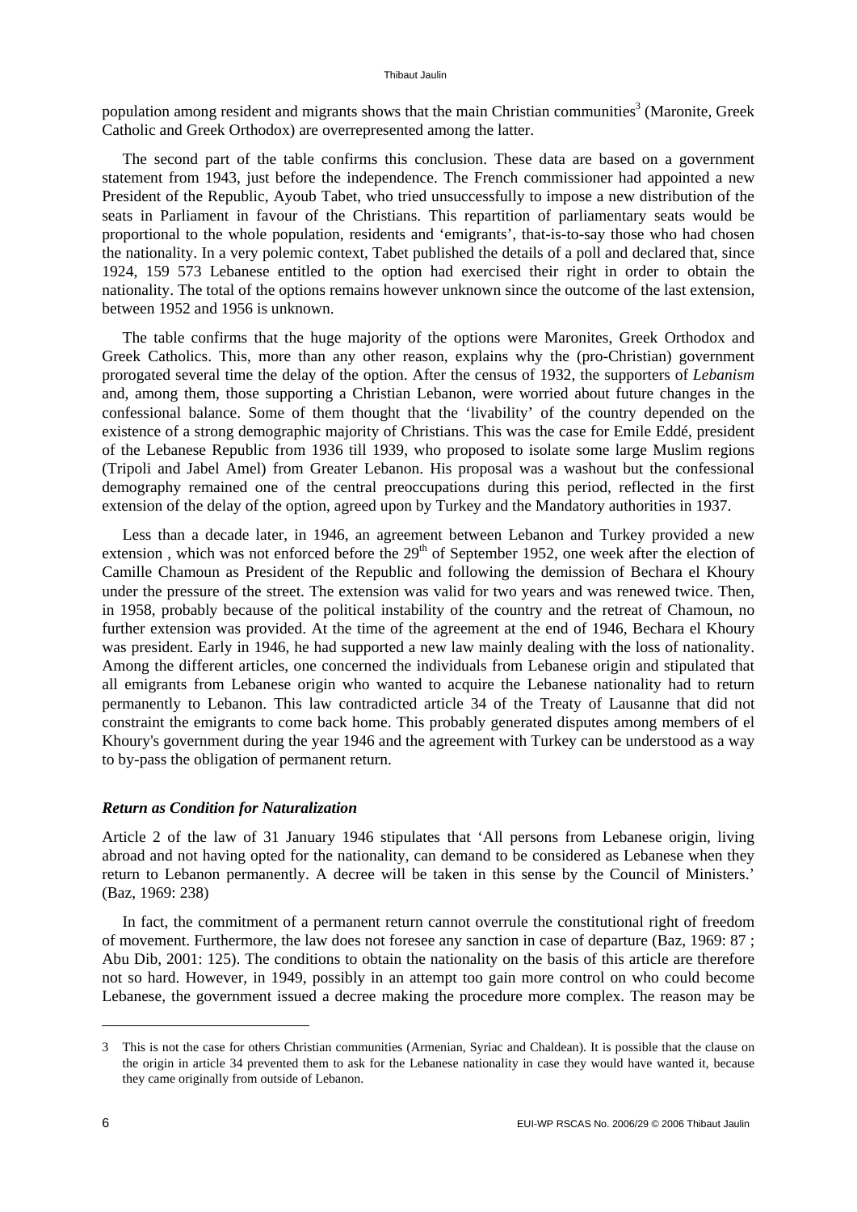population among resident and migrants shows that the main Christian communities[3] (Maronite, Greek Catholic and Greek Orthodox) are overrepresented among the latter.

The second part of the table confirms this conclusion. These data are based on a government statement from 1943, just before the independence. The French commissioner had appointed a new President of the Republic, Ayoub Tabet, who tried unsuccessfully to impose a new distribution of the seats in Parliament in favour of the Christians. This repartition of parliamentary seats would be proportional to the whole population, residents and 'emigrants', that-is-to-say those who had chosen the nationality. In a very polemic context, Tabet published the details of a poll and declared that, since 1924, 159 573 Lebanese entitled to the option had exercised their right in order to obtain the nationality. The total of the options remains however unknown since the outcome of the last extension, between 1952 and 1956 is unknown.

The table confirms that the huge majority of the options were Maronites, Greek Orthodox and Greek Catholics. This, more than any other reason, explains why the (pro-Christian) government prorogated several time the delay of the option. After the census of 1932, the supporters of *Lebanism* and, among them, those supporting a Christian Lebanon, were worried about future changes in the confessional balance. Some of them thought that the 'livability' of the country depended on the existence of a strong demographic majority of Christians. This was the case for Emile Eddé, president of the Lebanese Republic from 1936 till 1939, who proposed to isolate some large Muslim regions (Tripoli and Jabel Amel) from Greater Lebanon. His proposal was a washout but the confessional demography remained one of the central preoccupations during this period, reflected in the first extension of the delay of the option, agreed upon by Turkey and the Mandatory authorities in 1937.

Less than a decade later, in 1946, an agreement between Lebanon and Turkey provided a new extension , which was not enforced before the 29th of September 1952, one week after the election of Camille Chamoun as President of the Republic and following the demission of Bechara el Khoury under the pressure of the street. The extension was valid for two years and was renewed twice. Then, in 1958, probably because of the political instability of the country and the retreat of Chamoun, no further extension was provided. At the time of the agreement at the end of 1946, Bechara el Khoury was president. Early in 1946, he had supported a new law mainly dealing with the loss of nationality. Among the different articles, one concerned the individuals from Lebanese origin and stipulated that all emigrants from Lebanese origin who wanted to acquire the Lebanese nationality had to return permanently to Lebanon. This law contradicted article 34 of the Treaty of Lausanne that did not constraint the emigrants to come back home. This probably generated disputes among members of el Khoury's government during the year 1946 and the agreement with Turkey can be understood as a way to by-pass the obligation of permanent return.

### *Return as Condition for Naturalization*

Article 2 of the law of 31 January 1946 stipulates that 'All persons from Lebanese origin, living abroad and not having opted for the nationality, can demand to be considered as Lebanese when they return to Lebanon permanently. A decree will be taken in this sense by the Council of Ministers.' (Baz, 1969: 238)

In fact, the commitment of a permanent return cannot overrule the constitutional right of freedom of movement. Furthermore, the law does not foresee any sanction in case of departure (Baz, 1969: 87 ; Abu Dib, 2001: 125). The conditions to obtain the nationality on the basis of this article are therefore not so hard. However, in 1949, possibly in an attempt too gain more control on who could become Lebanese, the government issued a decree making the procedure more complex. The reason may be

---

3 This is not the case for others Christian communities (Armenian, Syriac and Chaldean). It is possible that the clause on the origin in article 34 prevented them to ask for the Lebanese nationality in case they would have wanted it, because they came originally from outside of Lebanon.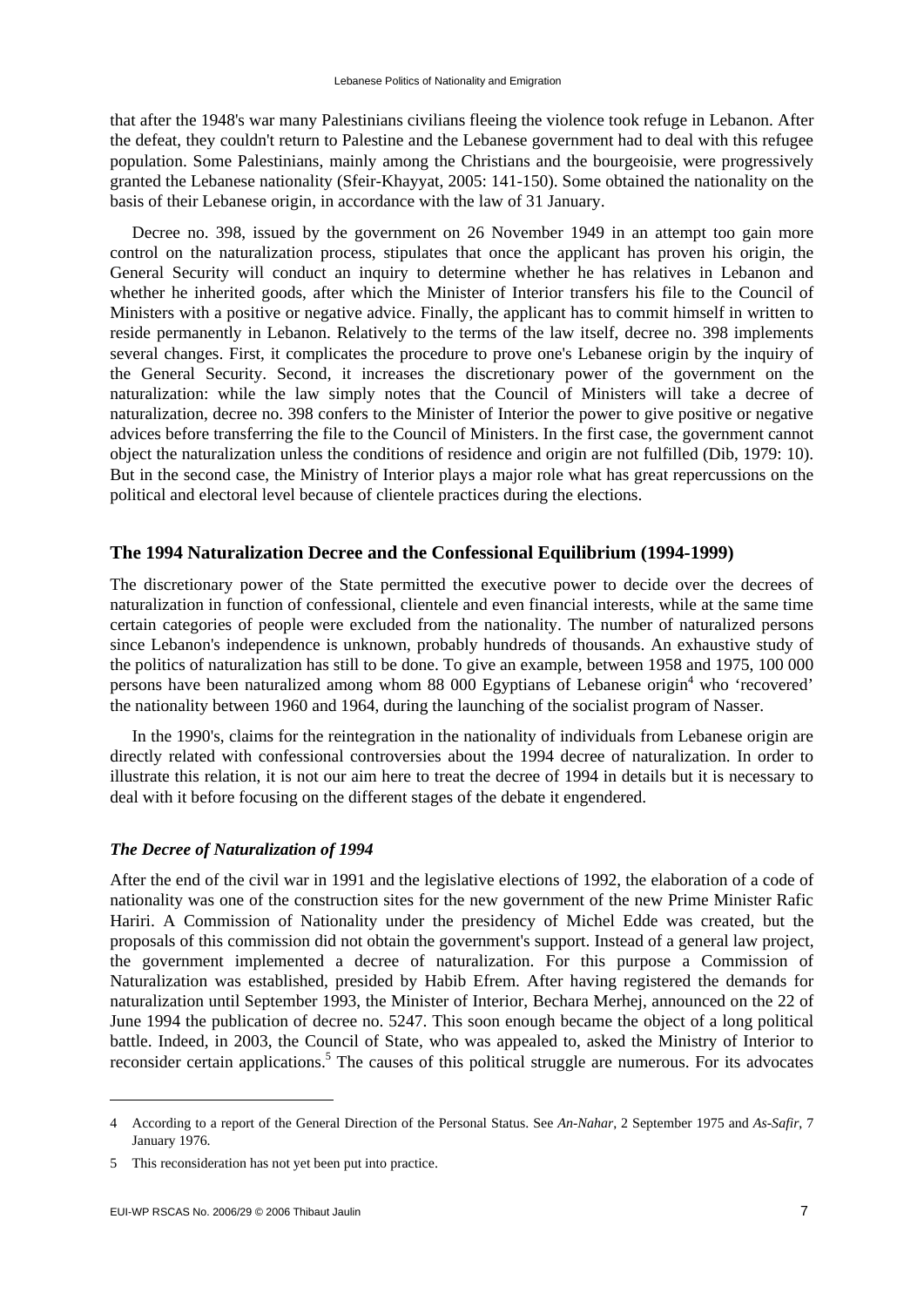that after the 1948's war many Palestinians civilians fleeing the violence took refuge in Lebanon. After the defeat, they couldn't return to Palestine and the Lebanese government had to deal with this refugee population. Some Palestinians, mainly among the Christians and the bourgeoisie, were progressively granted the Lebanese nationality (Sfeir-Khayyat, 2005: 141-150). Some obtained the nationality on the basis of their Lebanese origin, in accordance with the law of 31 January.

Decree no. 398, issued by the government on 26 November 1949 in an attempt too gain more control on the naturalization process, stipulates that once the applicant has proven his origin, the General Security will conduct an inquiry to determine whether he has relatives in Lebanon and whether he inherited goods, after which the Minister of Interior transfers his file to the Council of Ministers with a positive or negative advice. Finally, the applicant has to commit himself in written to reside permanently in Lebanon. Relatively to the terms of the law itself, decree no. 398 implements several changes. First, it complicates the procedure to prove one's Lebanese origin by the inquiry of the General Security. Second, it increases the discretionary power of the government on the naturalization: while the law simply notes that the Council of Ministers will take a decree of naturalization, decree no. 398 confers to the Minister of Interior the power to give positive or negative advices before transferring the file to the Council of Ministers. In the first case, the government cannot object the naturalization unless the conditions of residence and origin are not fulfilled (Dib, 1979: 10). But in the second case, the Ministry of Interior plays a major role what has great repercussions on the political and electoral level because of clientele practices during the elections.

## The 1994 Naturalization Decree and the Confessional Equilibrium (1994-1999)

The discretionary power of the State permitted the executive power to decide over the decrees of naturalization in function of confessional, clientele and even financial interests, while at the same time certain categories of people were excluded from the nationality. The number of naturalized persons since Lebanon's independence is unknown, probably hundreds of thousands. An exhaustive study of the politics of naturalization has still to be done. To give an example, between 1958 and 1975, 100 000 persons have been naturalized among whom 88 000 Egyptians of Lebanese origin[4] who 'recovered' the nationality between 1960 and 1964, during the launching of the socialist program of Nasser.

In the 1990's, claims for the reintegration in the nationality of individuals from Lebanese origin are directly related with confessional controversies about the 1994 decree of naturalization. In order to illustrate this relation, it is not our aim here to treat the decree of 1994 in details but it is necessary to deal with it before focusing on the different stages of the debate it engendered.

### *The Decree of Naturalization of 1994*

After the end of the civil war in 1991 and the legislative elections of 1992, the elaboration of a code of nationality was one of the construction sites for the new government of the new Prime Minister Rafic Hariri. A Commission of Nationality under the presidency of Michel Edde was created, but the proposals of this commission did not obtain the government's support. Instead of a general law project, the government implemented a decree of naturalization. For this purpose a Commission of Naturalization was established, presided by Habib Efrem. After having registered the demands for naturalization until September 1993, the Minister of Interior, Bechara Merhej, announced on the 22 of June 1994 the publication of decree no. 5247. This soon enough became the object of a long political battle. Indeed, in 2003, the Council of State, who was appealed to, asked the Ministry of Interior to reconsider certain applications.[5] The causes of this political struggle are numerous. For its advocates

---

4 According to a report of the General Direction of the Personal Status. See *An-Nahar*, 2 September 1975 and *As-Safir*, 7 January 1976.

5 This reconsideration has not yet been put into practice.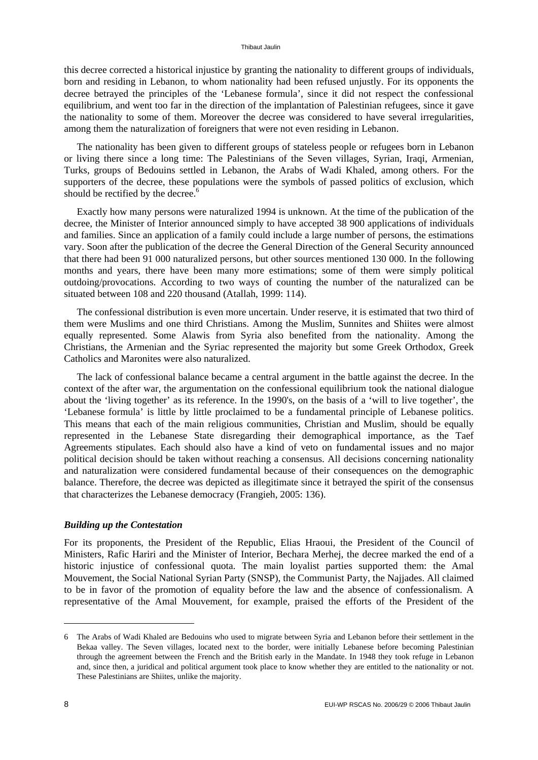this decree corrected a historical injustice by granting the nationality to different groups of individuals, born and residing in Lebanon, to whom nationality had been refused unjustly. For its opponents the decree betrayed the principles of the 'Lebanese formula', since it did not respect the confessional equilibrium, and went too far in the direction of the implantation of Palestinian refugees, since it gave the nationality to some of them. Moreover the decree was considered to have several irregularities, among them the naturalization of foreigners that were not even residing in Lebanon.

The nationality has been given to different groups of stateless people or refugees born in Lebanon or living there since a long time: The Palestinians of the Seven villages, Syrian, Iraqi, Armenian, Turks, groups of Bedouins settled in Lebanon, the Arabs of Wadi Khaled, among others. For the supporters of the decree, these populations were the symbols of passed politics of exclusion, which should be rectified by the decree.[6]

Exactly how many persons were naturalized 1994 is unknown. At the time of the publication of the decree, the Minister of Interior announced simply to have accepted 38 900 applications of individuals and families. Since an application of a family could include a large number of persons, the estimations vary. Soon after the publication of the decree the General Direction of the General Security announced that there had been 91 000 naturalized persons, but other sources mentioned 130 000. In the following months and years, there have been many more estimations; some of them were simply political outdoing/provocations. According to two ways of counting the number of the naturalized can be situated between 108 and 220 thousand (Atallah, 1999: 114).

The confessional distribution is even more uncertain. Under reserve, it is estimated that two third of them were Muslims and one third Christians. Among the Muslim, Sunnites and Shiites were almost equally represented. Some Alawis from Syria also benefited from the nationality. Among the Christians, the Armenian and the Syriac represented the majority but some Greek Orthodox, Greek Catholics and Maronites were also naturalized.

The lack of confessional balance became a central argument in the battle against the decree. In the context of the after war, the argumentation on the confessional equilibrium took the national dialogue about the 'living together' as its reference. In the 1990's, on the basis of a 'will to live together', the 'Lebanese formula' is little by little proclaimed to be a fundamental principle of Lebanese politics. This means that each of the main religious communities, Christian and Muslim, should be equally represented in the Lebanese State disregarding their demographical importance, as the Taef Agreements stipulates. Each should also have a kind of veto on fundamental issues and no major political decision should be taken without reaching a consensus. All decisions concerning nationality and naturalization were considered fundamental because of their consequences on the demographic balance. Therefore, the decree was depicted as illegitimate since it betrayed the spirit of the consensus that characterizes the Lebanese democracy (Frangieh, 2005: 136).

### *Building up the Contestation*

For its proponents, the President of the Republic, Elias Hraoui, the President of the Council of Ministers, Rafic Hariri and the Minister of Interior, Bechara Merhej, the decree marked the end of a historic injustice of confessional quota. The main loyalist parties supported them: the Amal Mouvement, the Social National Syrian Party (SNSP), the Communist Party, the Najjades. All claimed to be in favor of the promotion of equality before the law and the absence of confessionalism. A representative of the Amal Mouvement, for example, praised the efforts of the President of the

---

6 The Arabs of Wadi Khaled are Bedouins who used to migrate between Syria and Lebanon before their settlement in the Bekaa valley. The Seven villages, located next to the border, were initially Lebanese before becoming Palestinian through the agreement between the French and the British early in the Mandate. In 1948 they took refuge in Lebanon and, since then, a juridical and political argument took place to know whether they are entitled to the nationality or not. These Palestinians are Shiites, unlike the majority.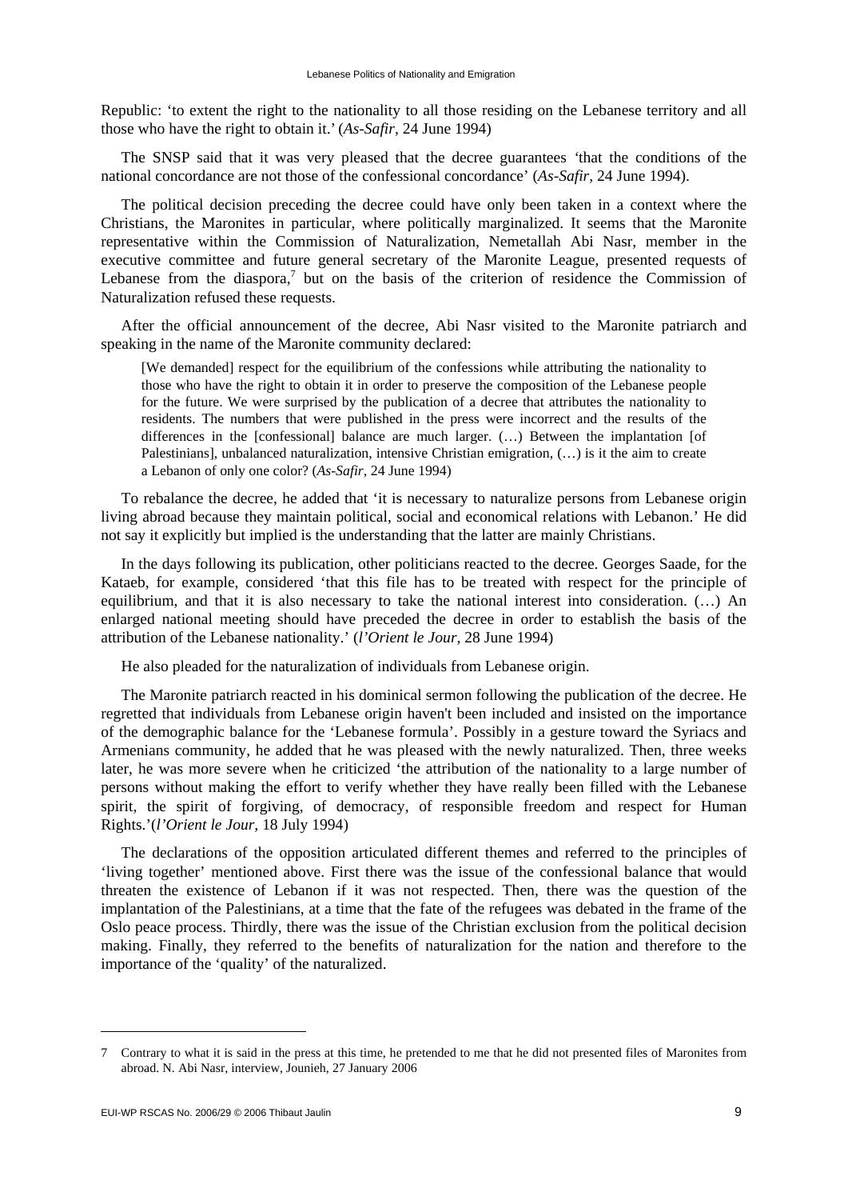Republic: 'to extent the right to the nationality to all those residing on the Lebanese territory and all those who have the right to obtain it.' (*As-Safir*, 24 June 1994)

The SNSP said that it was very pleased that the decree guarantees 'that the conditions of the national concordance are not those of the confessional concordance' (*As-Safir*, 24 June 1994).

The political decision preceding the decree could have only been taken in a context where the Christians, the Maronites in particular, where politically marginalized. It seems that the Maronite representative within the Commission of Naturalization, Nemetallah Abi Nasr, member in the executive committee and future general secretary of the Maronite League, presented requests of Lebanese from the diaspora,[7] but on the basis of the criterion of residence the Commission of Naturalization refused these requests.

After the official announcement of the decree, Abi Nasr visited to the Maronite patriarch and speaking in the name of the Maronite community declared:

> [We demanded] respect for the equilibrium of the confessions while attributing the nationality to those who have the right to obtain it in order to preserve the composition of the Lebanese people for the future. We were surprised by the publication of a decree that attributes the nationality to residents. The numbers that were published in the press were incorrect and the results of the differences in the [confessional] balance are much larger. (…) Between the implantation [of Palestinians], unbalanced naturalization, intensive Christian emigration, (…) is it the aim to create a Lebanon of only one color? (*As-Safir*, 24 June 1994)

To rebalance the decree, he added that 'it is necessary to naturalize persons from Lebanese origin living abroad because they maintain political, social and economical relations with Lebanon.' He did not say it explicitly but implied is the understanding that the latter are mainly Christians.

In the days following its publication, other politicians reacted to the decree. Georges Saade, for the Kataeb, for example, considered 'that this file has to be treated with respect for the principle of equilibrium, and that it is also necessary to take the national interest into consideration. (…) An enlarged national meeting should have preceded the decree in order to establish the basis of the attribution of the Lebanese nationality.' (*l'Orient le Jour*, 28 June 1994)

He also pleaded for the naturalization of individuals from Lebanese origin.

The Maronite patriarch reacted in his dominical sermon following the publication of the decree. He regretted that individuals from Lebanese origin haven't been included and insisted on the importance of the demographic balance for the 'Lebanese formula'. Possibly in a gesture toward the Syriacs and Armenians community, he added that he was pleased with the newly naturalized. Then, three weeks later, he was more severe when he criticized 'the attribution of the nationality to a large number of persons without making the effort to verify whether they have really been filled with the Lebanese spirit, the spirit of forgiving, of democracy, of responsible freedom and respect for Human Rights.'(*l'Orient le Jour*, 18 July 1994)

The declarations of the opposition articulated different themes and referred to the principles of 'living together' mentioned above. First there was the issue of the confessional balance that would threaten the existence of Lebanon if it was not respected. Then, there was the question of the implantation of the Palestinians, at a time that the fate of the refugees was debated in the frame of the Oslo peace process. Thirdly, there was the issue of the Christian exclusion from the political decision making. Finally, they referred to the benefits of naturalization for the nation and therefore to the importance of the 'quality' of the naturalized.

---

7 Contrary to what it is said in the press at this time, he pretended to me that he did not presented files of Maronites from abroad. N. Abi Nasr, interview, Jounieh, 27 January 2006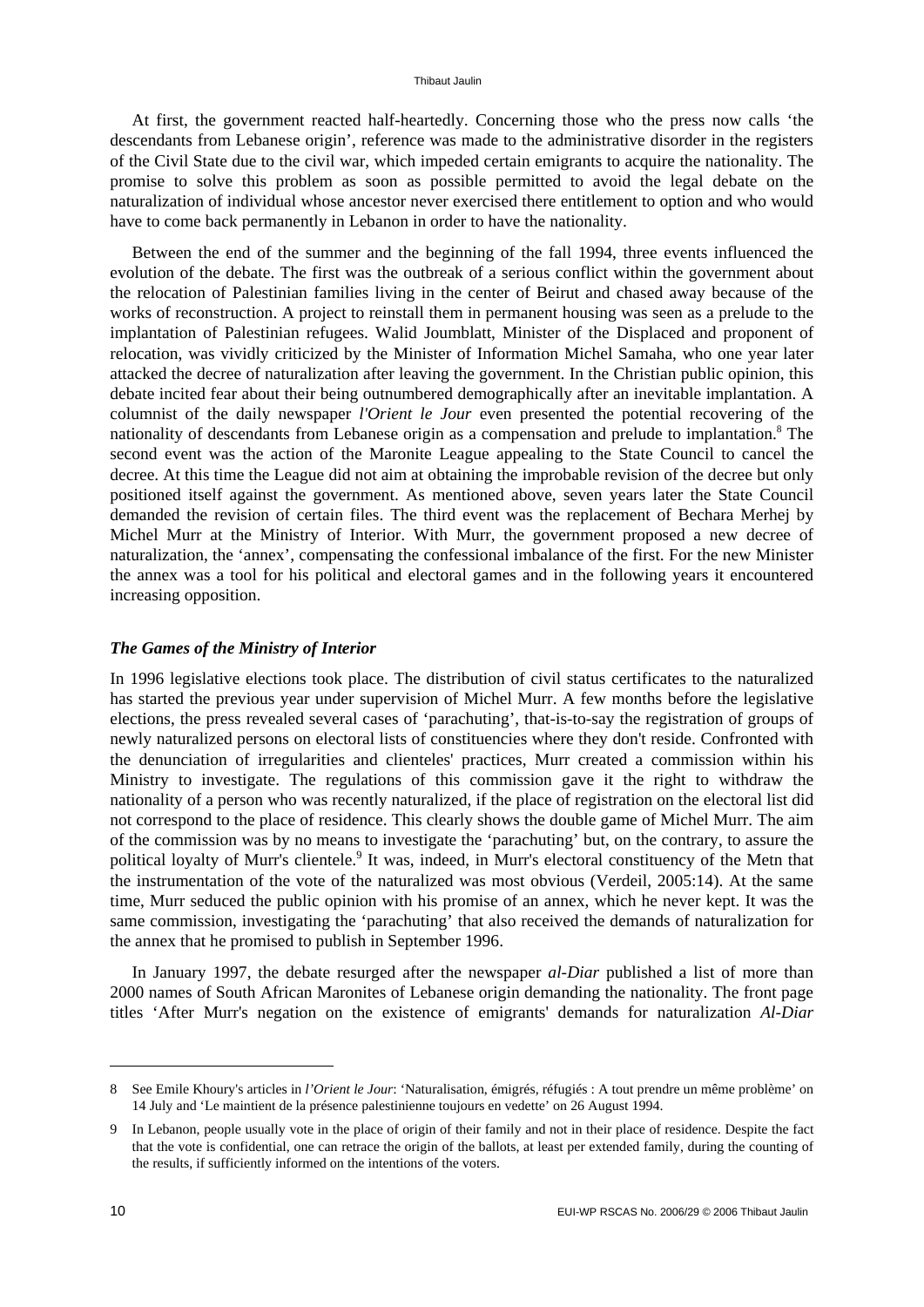At first, the government reacted half-heartedly. Concerning those who the press now calls 'the descendants from Lebanese origin', reference was made to the administrative disorder in the registers of the Civil State due to the civil war, which impeded certain emigrants to acquire the nationality. The promise to solve this problem as soon as possible permitted to avoid the legal debate on the naturalization of individual whose ancestor never exercised there entitlement to option and who would have to come back permanently in Lebanon in order to have the nationality.

Between the end of the summer and the beginning of the fall 1994, three events influenced the evolution of the debate. The first was the outbreak of a serious conflict within the government about the relocation of Palestinian families living in the center of Beirut and chased away because of the works of reconstruction. A project to reinstall them in permanent housing was seen as a prelude to the implantation of Palestinian refugees. Walid Joumblatt, Minister of the Displaced and proponent of relocation, was vividly criticized by the Minister of Information Michel Samaha, who one year later attacked the decree of naturalization after leaving the government. In the Christian public opinion, this debate incited fear about their being outnumbered demographically after an inevitable implantation. A columnist of the daily newspaper *l'Orient le Jour* even presented the potential recovering of the nationality of descendants from Lebanese origin as a compensation and prelude to implantation.[8] The second event was the action of the Maronite League appealing to the State Council to cancel the decree. At this time the League did not aim at obtaining the improbable revision of the decree but only positioned itself against the government. As mentioned above, seven years later the State Council demanded the revision of certain files. The third event was the replacement of Bechara Merhej by Michel Murr at the Ministry of Interior. With Murr, the government proposed a new decree of naturalization, the 'annex', compensating the confessional imbalance of the first. For the new Minister the annex was a tool for his political and electoral games and in the following years it encountered increasing opposition.

### *The Games of the Ministry of Interior*

In 1996 legislative elections took place. The distribution of civil status certificates to the naturalized has started the previous year under supervision of Michel Murr. A few months before the legislative elections, the press revealed several cases of 'parachuting', that-is-to-say the registration of groups of newly naturalized persons on electoral lists of constituencies where they don't reside. Confronted with the denunciation of irregularities and clienteles' practices, Murr created a commission within his Ministry to investigate. The regulations of this commission gave it the right to withdraw the nationality of a person who was recently naturalized, if the place of registration on the electoral list did not correspond to the place of residence. This clearly shows the double game of Michel Murr. The aim of the commission was by no means to investigate the 'parachuting' but, on the contrary, to assure the political loyalty of Murr's clientele.[9] It was, indeed, in Murr's electoral constituency of the Metn that the instrumentation of the vote of the naturalized was most obvious (Verdeil, 2005:14). At the same time, Murr seduced the public opinion with his promise of an annex, which he never kept. It was the same commission, investigating the 'parachuting' that also received the demands of naturalization for the annex that he promised to publish in September 1996.

In January 1997, the debate resurged after the newspaper *al-Diar* published a list of more than 2000 names of South African Maronites of Lebanese origin demanding the nationality. The front page titles 'After Murr's negation on the existence of emigrants' demands for naturalization *Al-Diar*

---

8 See Emile Khoury's articles in *l'Orient le Jour*: 'Naturalisation, émigrés, réfugiés : A tout prendre un même problème' on 14 July and 'Le maintient de la présence palestinienne toujours en vedette' on 26 August 1994.

9 In Lebanon, people usually vote in the place of origin of their family and not in their place of residence. Despite the fact that the vote is confidential, one can retrace the origin of the ballots, at least per extended family, during the counting of the results, if sufficiently informed on the intentions of the voters.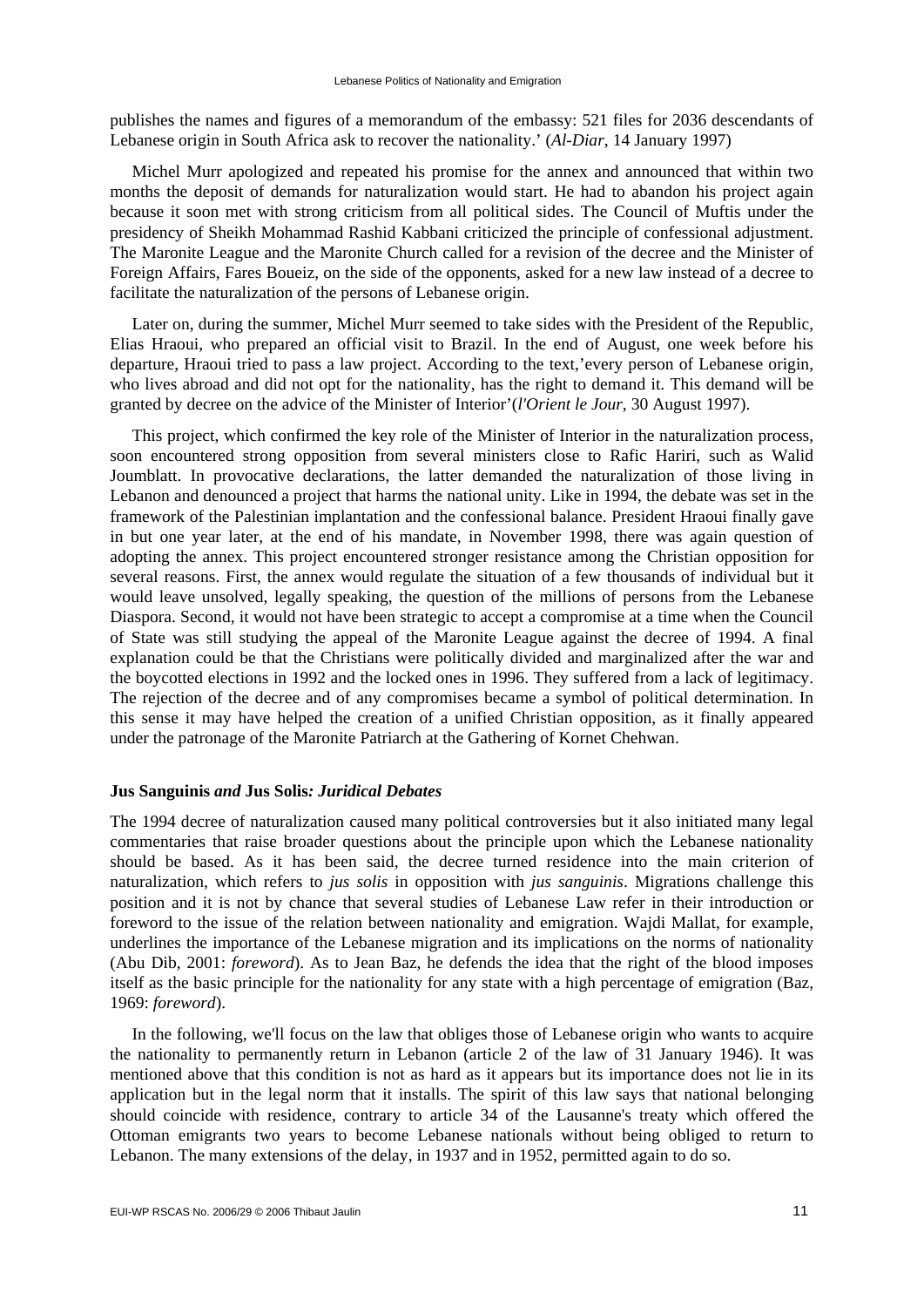publishes the names and figures of a memorandum of the embassy: 521 files for 2036 descendants of Lebanese origin in South Africa ask to recover the nationality.' (*Al-Diar*, 14 January 1997)

Michel Murr apologized and repeated his promise for the annex and announced that within two months the deposit of demands for naturalization would start. He had to abandon his project again because it soon met with strong criticism from all political sides. The Council of Muftis under the presidency of Sheikh Mohammad Rashid Kabbani criticized the principle of confessional adjustment. The Maronite League and the Maronite Church called for a revision of the decree and the Minister of Foreign Affairs, Fares Boueiz, on the side of the opponents, asked for a new law instead of a decree to facilitate the naturalization of the persons of Lebanese origin.

Later on, during the summer, Michel Murr seemed to take sides with the President of the Republic, Elias Hraoui, who prepared an official visit to Brazil. In the end of August, one week before his departure, Hraoui tried to pass a law project. According to the text,'every person of Lebanese origin, who lives abroad and did not opt for the nationality, has the right to demand it. This demand will be granted by decree on the advice of the Minister of Interior'(*l'Orient le Jour*, 30 August 1997).

This project, which confirmed the key role of the Minister of Interior in the naturalization process, soon encountered strong opposition from several ministers close to Rafic Hariri, such as Walid Joumblatt. In provocative declarations, the latter demanded the naturalization of those living in Lebanon and denounced a project that harms the national unity. Like in 1994, the debate was set in the framework of the Palestinian implantation and the confessional balance. President Hraoui finally gave in but one year later, at the end of his mandate, in November 1998, there was again question of adopting the annex. This project encountered stronger resistance among the Christian opposition for several reasons. First, the annex would regulate the situation of a few thousands of individual but it would leave unsolved, legally speaking, the question of the millions of persons from the Lebanese Diaspora. Second, it would not have been strategic to accept a compromise at a time when the Council of State was still studying the appeal of the Maronite League against the decree of 1994. A final explanation could be that the Christians were politically divided and marginalized after the war and the boycotted elections in 1992 and the locked ones in 1996. They suffered from a lack of legitimacy. The rejection of the decree and of any compromises became a symbol of political determination. In this sense it may have helped the creation of a unified Christian opposition, as it finally appeared under the patronage of the Maronite Patriarch at the Gathering of Kornet Chehwan.

### **Jus Sanguinis *and* Jus Solis*: Juridical Debates***

The 1994 decree of naturalization caused many political controversies but it also initiated many legal commentaries that raise broader questions about the principle upon which the Lebanese nationality should be based. As it has been said, the decree turned residence into the main criterion of naturalization, which refers to *jus solis* in opposition with *jus sanguinis*. Migrations challenge this position and it is not by chance that several studies of Lebanese Law refer in their introduction or foreword to the issue of the relation between nationality and emigration. Wajdi Mallat, for example, underlines the importance of the Lebanese migration and its implications on the norms of nationality (Abu Dib, 2001: *foreword*). As to Jean Baz, he defends the idea that the right of the blood imposes itself as the basic principle for the nationality for any state with a high percentage of emigration (Baz, 1969: *foreword*).

In the following, we'll focus on the law that obliges those of Lebanese origin who wants to acquire the nationality to permanently return in Lebanon (article 2 of the law of 31 January 1946). It was mentioned above that this condition is not as hard as it appears but its importance does not lie in its application but in the legal norm that it installs. The spirit of this law says that national belonging should coincide with residence, contrary to article 34 of the Lausanne's treaty which offered the Ottoman emigrants two years to become Lebanese nationals without being obliged to return to Lebanon. The many extensions of the delay, in 1937 and in 1952, permitted again to do so.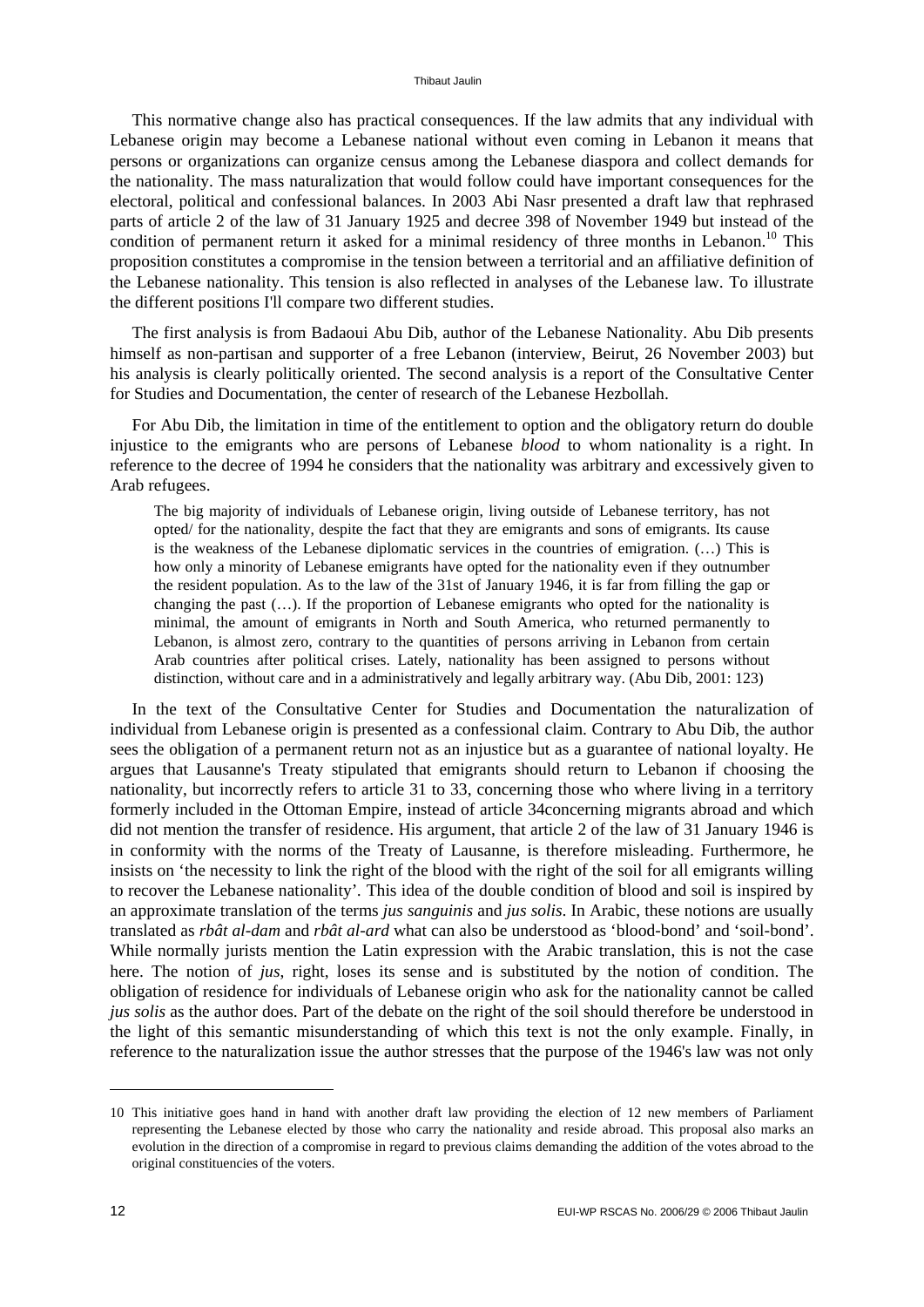This normative change also has practical consequences. If the law admits that any individual with Lebanese origin may become a Lebanese national without even coming in Lebanon it means that persons or organizations can organize census among the Lebanese diaspora and collect demands for the nationality. The mass naturalization that would follow could have important consequences for the electoral, political and confessional balances. In 2003 Abi Nasr presented a draft law that rephrased parts of article 2 of the law of 31 January 1925 and decree 398 of November 1949 but instead of the condition of permanent return it asked for a minimal residency of three months in Lebanon.[10] This proposition constitutes a compromise in the tension between a territorial and an affiliative definition of the Lebanese nationality. This tension is also reflected in analyses of the Lebanese law. To illustrate the different positions I'll compare two different studies.

The first analysis is from Badaoui Abu Dib, author of the Lebanese Nationality. Abu Dib presents himself as non-partisan and supporter of a free Lebanon (interview, Beirut, 26 November 2003) but his analysis is clearly politically oriented. The second analysis is a report of the Consultative Center for Studies and Documentation, the center of research of the Lebanese Hezbollah.

For Abu Dib, the limitation in time of the entitlement to option and the obligatory return do double injustice to the emigrants who are persons of Lebanese *blood* to whom nationality is a right. In reference to the decree of 1994 he considers that the nationality was arbitrary and excessively given to Arab refugees.

> The big majority of individuals of Lebanese origin, living outside of Lebanese territory, has not opted/ for the nationality, despite the fact that they are emigrants and sons of emigrants. Its cause is the weakness of the Lebanese diplomatic services in the countries of emigration. (…) This is how only a minority of Lebanese emigrants have opted for the nationality even if they outnumber the resident population. As to the law of the 31st of January 1946, it is far from filling the gap or changing the past (…). If the proportion of Lebanese emigrants who opted for the nationality is minimal, the amount of emigrants in North and South America, who returned permanently to Lebanon, is almost zero, contrary to the quantities of persons arriving in Lebanon from certain Arab countries after political crises. Lately, nationality has been assigned to persons without distinction, without care and in a administratively and legally arbitrary way. (Abu Dib, 2001: 123)

In the text of the Consultative Center for Studies and Documentation the naturalization of individual from Lebanese origin is presented as a confessional claim. Contrary to Abu Dib, the author sees the obligation of a permanent return not as an injustice but as a guarantee of national loyalty. He argues that Lausanne's Treaty stipulated that emigrants should return to Lebanon if choosing the nationality, but incorrectly refers to article 31 to 33, concerning those who where living in a territory formerly included in the Ottoman Empire, instead of article 34concerning migrants abroad and which did not mention the transfer of residence. His argument, that article 2 of the law of 31 January 1946 is in conformity with the norms of the Treaty of Lausanne, is therefore misleading. Furthermore, he insists on 'the necessity to link the right of the blood with the right of the soil for all emigrants willing to recover the Lebanese nationality'. This idea of the double condition of blood and soil is inspired by an approximate translation of the terms *jus sanguinis* and *jus solis*. In Arabic, these notions are usually translated as *rbât al-dam* and *rbât al-ard* what can also be understood as 'blood-bond' and 'soil-bond'. While normally jurists mention the Latin expression with the Arabic translation, this is not the case here. The notion of *jus*, right, loses its sense and is substituted by the notion of condition. The obligation of residence for individuals of Lebanese origin who ask for the nationality cannot be called *jus solis* as the author does. Part of the debate on the right of the soil should therefore be understood in the light of this semantic misunderstanding of which this text is not the only example. Finally, in reference to the naturalization issue the author stresses that the purpose of the 1946's law was not only

---

10 This initiative goes hand in hand with another draft law providing the election of 12 new members of Parliament representing the Lebanese elected by those who carry the nationality and reside abroad. This proposal also marks an evolution in the direction of a compromise in regard to previous claims demanding the addition of the votes abroad to the original constituencies of the voters.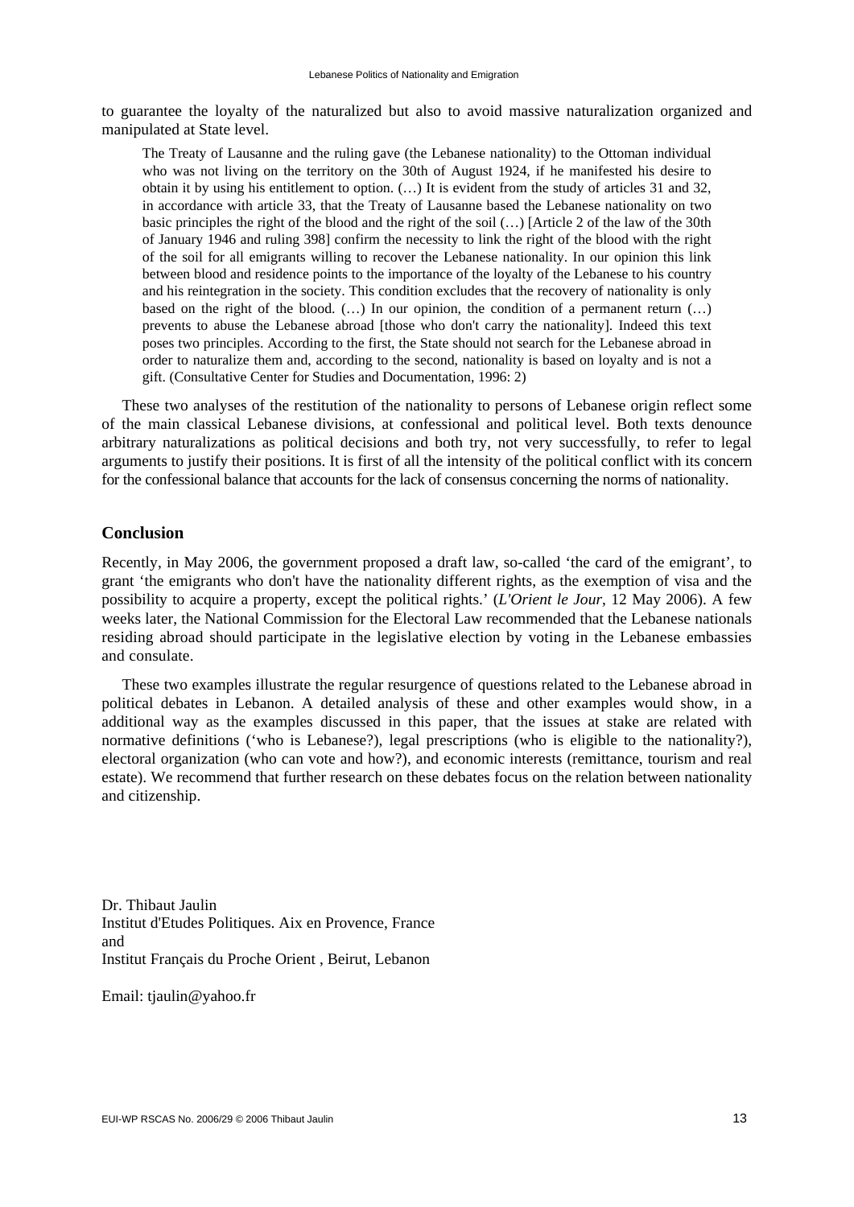to guarantee the loyalty of the naturalized but also to avoid massive naturalization organized and manipulated at State level.

> The Treaty of Lausanne and the ruling gave (the Lebanese nationality) to the Ottoman individual who was not living on the territory on the 30th of August 1924, if he manifested his desire to obtain it by using his entitlement to option. (…) It is evident from the study of articles 31 and 32, in accordance with article 33, that the Treaty of Lausanne based the Lebanese nationality on two basic principles the right of the blood and the right of the soil (…) [Article 2 of the law of the 30th of January 1946 and ruling 398] confirm the necessity to link the right of the blood with the right of the soil for all emigrants willing to recover the Lebanese nationality. In our opinion this link between blood and residence points to the importance of the loyalty of the Lebanese to his country and his reintegration in the society. This condition excludes that the recovery of nationality is only based on the right of the blood. (…) In our opinion, the condition of a permanent return (…) prevents to abuse the Lebanese abroad [those who don't carry the nationality]. Indeed this text poses two principles. According to the first, the State should not search for the Lebanese abroad in order to naturalize them and, according to the second, nationality is based on loyalty and is not a gift. (Consultative Center for Studies and Documentation, 1996: 2)

These two analyses of the restitution of the nationality to persons of Lebanese origin reflect some of the main classical Lebanese divisions, at confessional and political level. Both texts denounce arbitrary naturalizations as political decisions and both try, not very successfully, to refer to legal arguments to justify their positions. It is first of all the intensity of the political conflict with its concern for the confessional balance that accounts for the lack of consensus concerning the norms of nationality.

## Conclusion

Recently, in May 2006, the government proposed a draft law, so-called 'the card of the emigrant', to grant 'the emigrants who don't have the nationality different rights, as the exemption of visa and the possibility to acquire a property, except the political rights.' (*L'Orient le Jour*, 12 May 2006). A few weeks later, the National Commission for the Electoral Law recommended that the Lebanese nationals residing abroad should participate in the legislative election by voting in the Lebanese embassies and consulate.

These two examples illustrate the regular resurgence of questions related to the Lebanese abroad in political debates in Lebanon. A detailed analysis of these and other examples would show, in a additional way as the examples discussed in this paper, that the issues at stake are related with normative definitions ('who is Lebanese?), legal prescriptions (who is eligible to the nationality?), electoral organization (who can vote and how?), and economic interests (remittance, tourism and real estate). We recommend that further research on these debates focus on the relation between nationality and citizenship.

Dr. Thibaut Jaulin
Institut d'Etudes Politiques. Aix en Provence, France
and
Institut Français du Proche Orient , Beirut, Lebanon

Email: tjaulin@yahoo.fr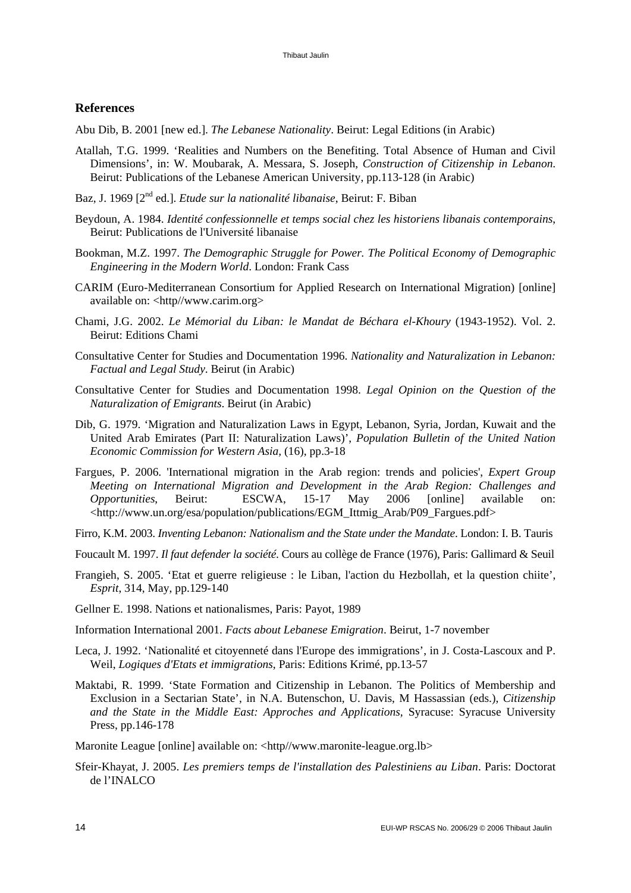## References

Abu Dib, B. 2001 [new ed.]. *The Lebanese Nationality*. Beirut: Legal Editions (in Arabic)

Atallah, T.G. 1999. 'Realities and Numbers on the Benefiting. Total Absence of Human and Civil Dimensions', in: W. Moubarak, A. Messara, S. Joseph, *Construction of Citizenship in Lebanon*. Beirut: Publications of the Lebanese American University, pp.113-128 (in Arabic)

Baz, J. 1969 [2nd ed.]. *Etude sur la nationalité libanaise*, Beirut: F. Biban

Beydoun, A. 1984. *Identité confessionnelle et temps social chez les historiens libanais contemporains*, Beirut: Publications de l'Université libanaise

Bookman, M.Z. 1997. *The Demographic Struggle for Power. The Political Economy of Demographic Engineering in the Modern World*. London: Frank Cass

CARIM (Euro-Mediterranean Consortium for Applied Research on International Migration) [online] available on: <http//www.carim.org>

Chami, J.G. 2002. *Le Mémorial du Liban: le Mandat de Béchara el-Khoury* (1943-1952). Vol. 2. Beirut: Editions Chami

Consultative Center for Studies and Documentation 1996. *Nationality and Naturalization in Lebanon: Factual and Legal Study*. Beirut (in Arabic)

Consultative Center for Studies and Documentation 1998. *Legal Opinion on the Question of the Naturalization of Emigrants*. Beirut (in Arabic)

Dib, G. 1979. 'Migration and Naturalization Laws in Egypt, Lebanon, Syria, Jordan, Kuwait and the United Arab Emirates (Part II: Naturalization Laws)', *Population Bulletin of the United Nation Economic Commission for Western Asia*, (16), pp.3-18

Fargues, P. 2006. 'International migration in the Arab region: trends and policies', *Expert Group Meeting on International Migration and Development in the Arab Region: Challenges and Opportunities*, Beirut: ESCWA, 15-17 May 2006 [online] available on: <http://www.un.org/esa/population/publications/EGM_Ittmig_Arab/P09_Fargues.pdf>

Firro, K.M. 2003. *Inventing Lebanon: Nationalism and the State under the Mandate*. London: I. B. Tauris

Foucault M. 1997. *Il faut defender la société.* Cours au collège de France (1976), Paris: Gallimard & Seuil

Frangieh, S. 2005. 'Etat et guerre religieuse : le Liban, l'action du Hezbollah, et la question chiite', *Esprit*, 314, May, pp.129-140

Gellner E. 1998. Nations et nationalismes, Paris: Payot, 1989

Information International 2001. *Facts about Lebanese Emigration*. Beirut, 1-7 november

Leca, J. 1992. 'Nationalité et citoyenneté dans l'Europe des immigrations', in J. Costa-Lascoux and P. Weil, *Logiques d'Etats et immigrations*, Paris: Editions Krimé, pp.13-57

Maktabi, R. 1999. 'State Formation and Citizenship in Lebanon. The Politics of Membership and Exclusion in a Sectarian State', in N.A. Butenschon, U. Davis, M Hassassian (eds.), *Citizenship and the State in the Middle East: Approches and Applications*, Syracuse: Syracuse University Press, pp.146-178

Maronite League [online] available on: <http//www.maronite-league.org.lb>

Sfeir-Khayat, J. 2005. *Les premiers temps de l'installation des Palestiniens au Liban*. Paris: Doctorat de l'INALCO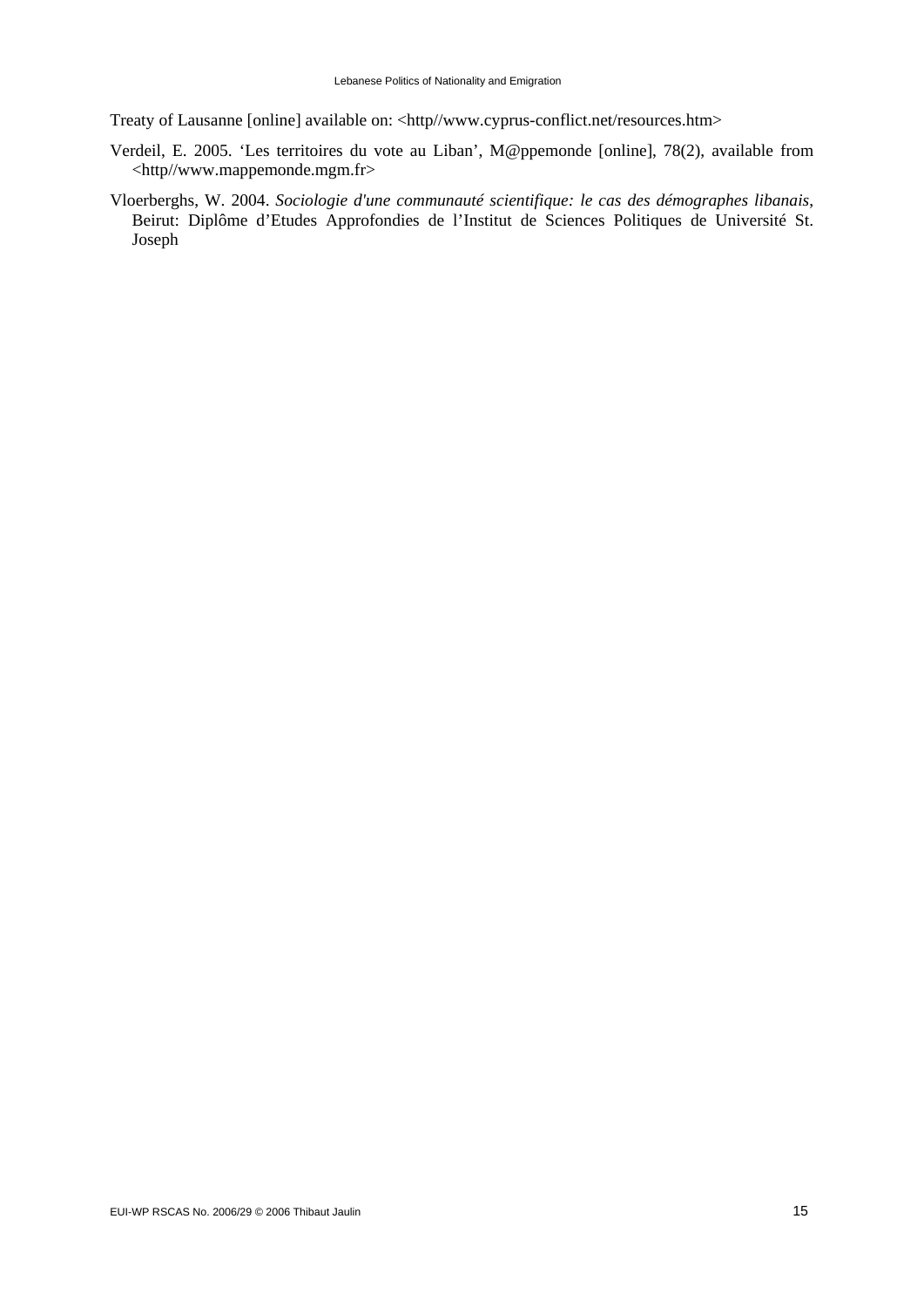Treaty of Lausanne [online] available on: <http//www.cyprus-conflict.net/resources.htm>

Verdeil, E. 2005. 'Les territoires du vote au Liban', M@ppemonde [online], 78(2), available from <http//www.mappemonde.mgm.fr>

Vloerberghs, W. 2004. *Sociologie d'une communauté scientifique: le cas des démographes libanais*, Beirut: Diplôme d'Etudes Approfondies de l'Institut de Sciences Politiques de Université St. Joseph